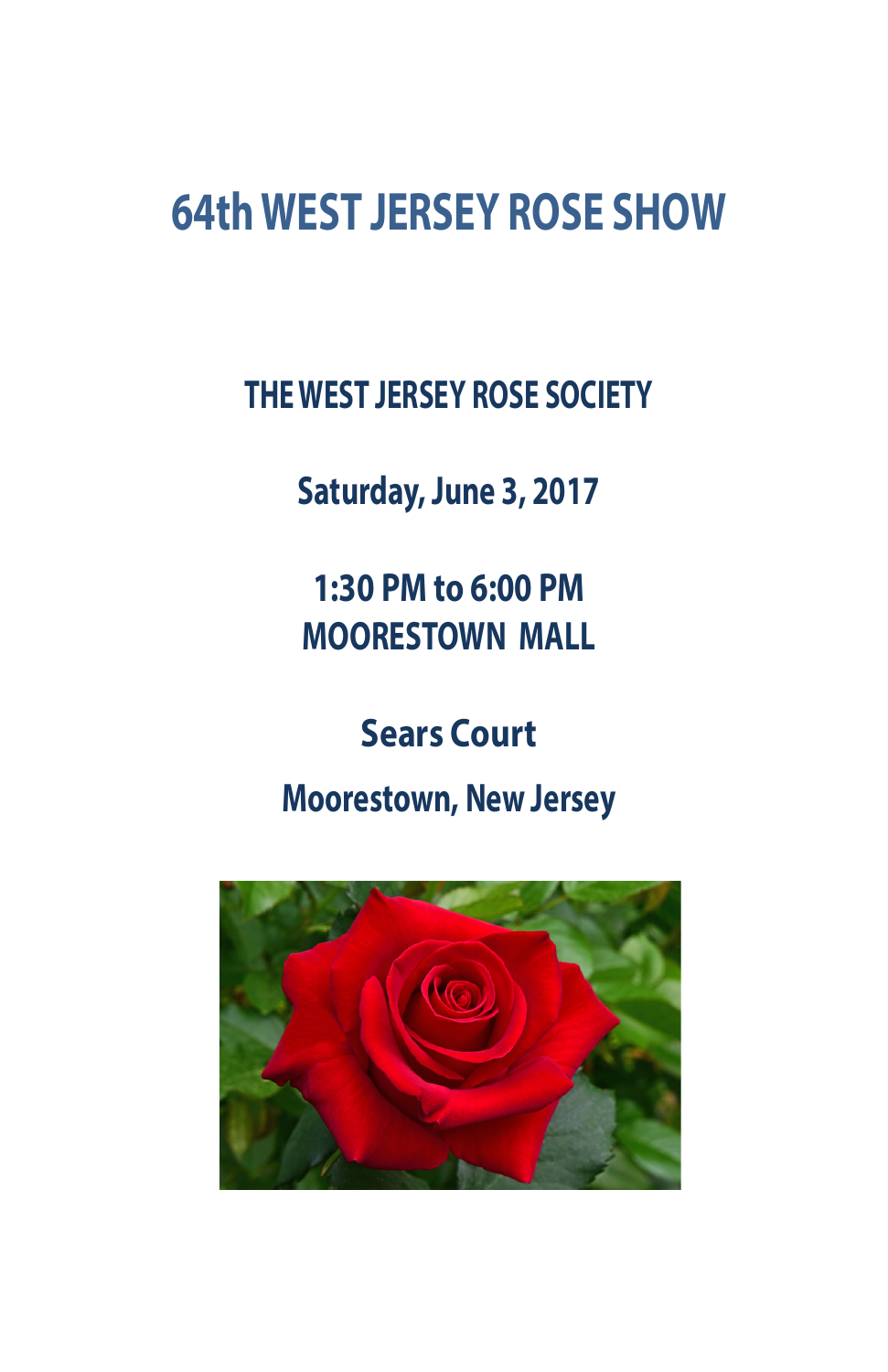# 64th WEST JERSEY ROSE SHOW

## THE WEST JERSEY ROSE SOCIETY

**Saturday, June 3, 2017**

**1:30 PM to 6:00 PM**
**MOORESTOWN MALL**

**Sears Court**

**Moorestown, New Jersey**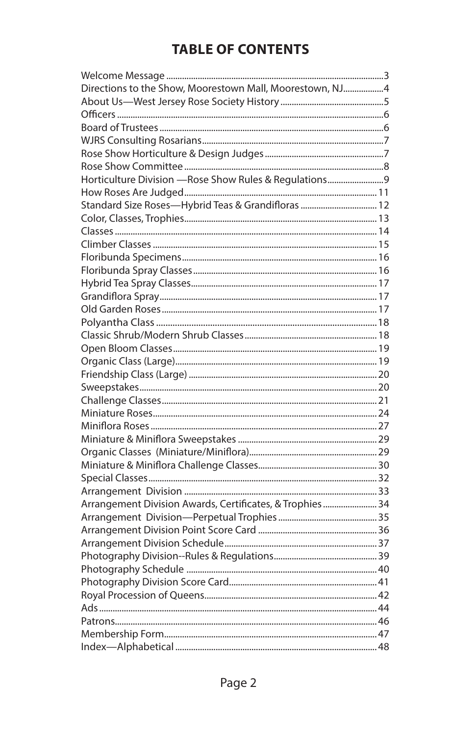# TABLE OF CONTENTS

| | |
|---|---|
| Welcome Message | 3 |
| Directions to the Show, Moorestown Mall, Moorestown, NJ | 4 |
| About Us—West Jersey Rose Society History | 5 |
| Officers | 6 |
| Board of Trustees | 6 |
| WJRS Consulting Rosarians | 7 |
| Rose Show Horticulture & Design Judges | 7 |
| Rose Show Committee | 8 |
| Horticulture Division —Rose Show Rules & Regulations | 9 |
| How Roses Are Judged | 11 |
| Standard Size Roses—Hybrid Teas & Grandifloras | 12 |
| Color, Classes, Trophies | 13 |
| Classes | 14 |
| Climber Classes | 15 |
| Floribunda Specimens | 16 |
| Floribunda Spray Classes | 16 |
| Hybrid Tea Spray Classes | 17 |
| Grandiflora Spray | 17 |
| Old Garden Roses | 17 |
| Polyantha Class | 18 |
| Classic Shrub/Modern Shrub Classes | 18 |
| Open Bloom Classes | 19 |
| Organic Class (Large) | 19 |
| Friendship Class (Large) | 20 |
| Sweepstakes | 20 |
| Challenge Classes | 21 |
| Miniature Roses | 24 |
| Miniflora Roses | 27 |
| Miniature & Miniflora Sweepstakes | 29 |
| Organic Classes (Miniature/Miniflora) | 29 |
| Miniature & Miniflora Challenge Classes | 30 |
| Special Classes | 32 |
| Arrangement Division | 33 |
| Arrangement Division Awards, Certificates, & Trophies | 34 |
| Arrangement Division—Perpetual Trophies | 35 |
| Arrangement Division Point Score Card | 36 |
| Arrangement Division Schedule | 37 |
| Photography Division--Rules & Regulations | 39 |
| Photography Schedule | 40 |
| Photography Division Score Card | 41 |
| Royal Procession of Queens | 42 |
| Ads | 44 |
| Patrons | 46 |
| Membership Form | 47 |
| Index—Alphabetical | 48 |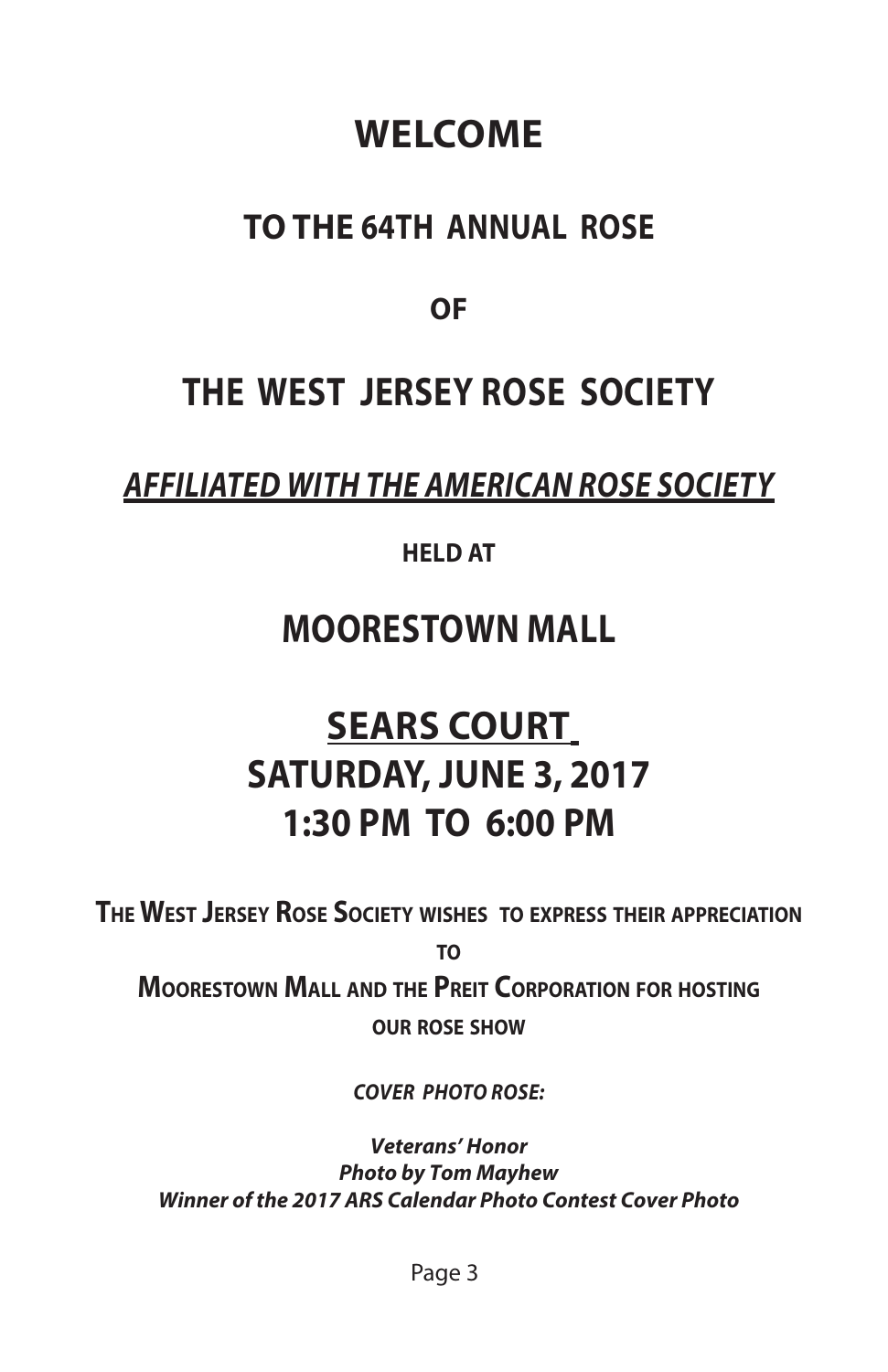# WELCOME

## TO THE 64TH ANNUAL ROSE

**OF**

# THE WEST JERSEY ROSE SOCIETY

***AFFILIATED WITH THE AMERICAN ROSE SOCIETY***

**HELD AT**

## MOORESTOWN MALL

## SEARS COURT
## SATURDAY, JUNE 3, 2017
## 1:30 PM TO 6:00 PM

**THE WEST JERSEY ROSE SOCIETY WISHES TO EXPRESS THEIR APPRECIATION**

**TO**

**MOORESTOWN MALL AND THE PREIT CORPORATION FOR HOSTING**

**OUR ROSE SHOW**

***COVER PHOTO ROSE:***

***Veterans' Honor***
***Photo by Tom Mayhew***
***Winner of the 2017 ARS Calendar Photo Contest Cover Photo***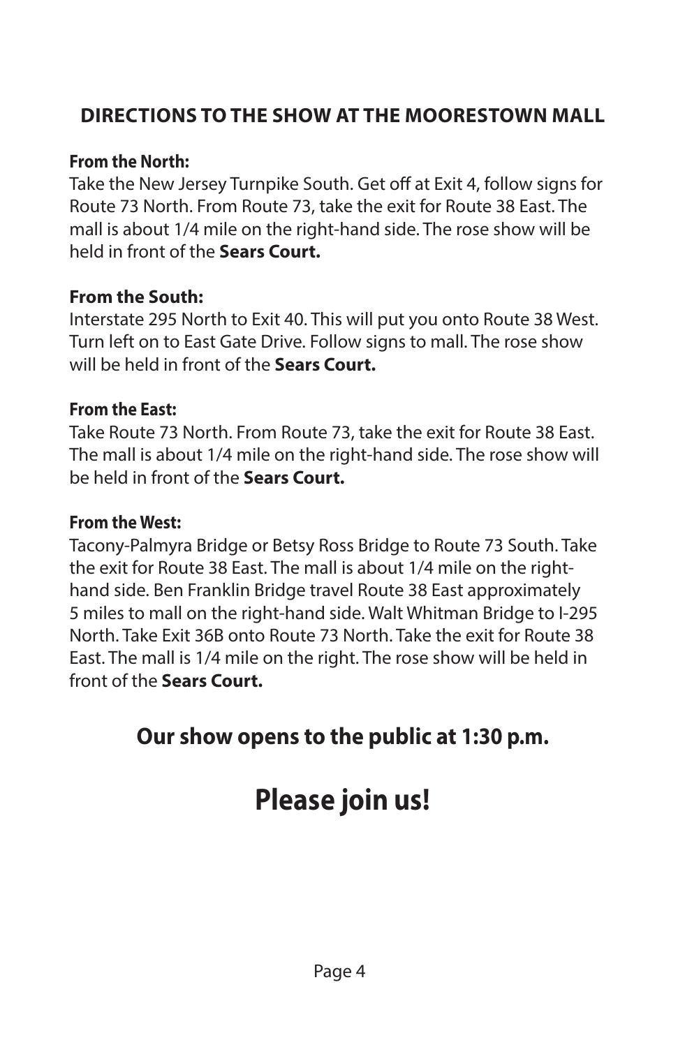## DIRECTIONS TO THE SHOW AT THE MOORESTOWN MALL

**From the North:**
Take the New Jersey Turnpike South. Get off at Exit 4, follow signs for Route 73 North. From Route 73, take the exit for Route 38 East. The mall is about 1/4 mile on the right-hand side. The rose show will be held in front of the **Sears Court.**

**From the South:**
Interstate 295 North to Exit 40. This will put you onto Route 38 West. Turn left on to East Gate Drive. Follow signs to mall. The rose show will be held in front of the **Sears Court.**

**From the East:**
Take Route 73 North. From Route 73, take the exit for Route 38 East. The mall is about 1/4 mile on the right-hand side. The rose show will be held in front of the **Sears Court.**

**From the West:**
Tacony-Palmyra Bridge or Betsy Ross Bridge to Route 73 South. Take the exit for Route 38 East. The mall is about 1/4 mile on the right-hand side. Ben Franklin Bridge travel Route 38 East approximately 5 miles to mall on the right-hand side. Walt Whitman Bridge to I-295 North. Take Exit 36B onto Route 73 North. Take the exit for Route 38 East. The mall is 1/4 mile on the right. The rose show will be held in front of the **Sears Court.**

### Our show opens to the public at 1:30 p.m.

# Please join us!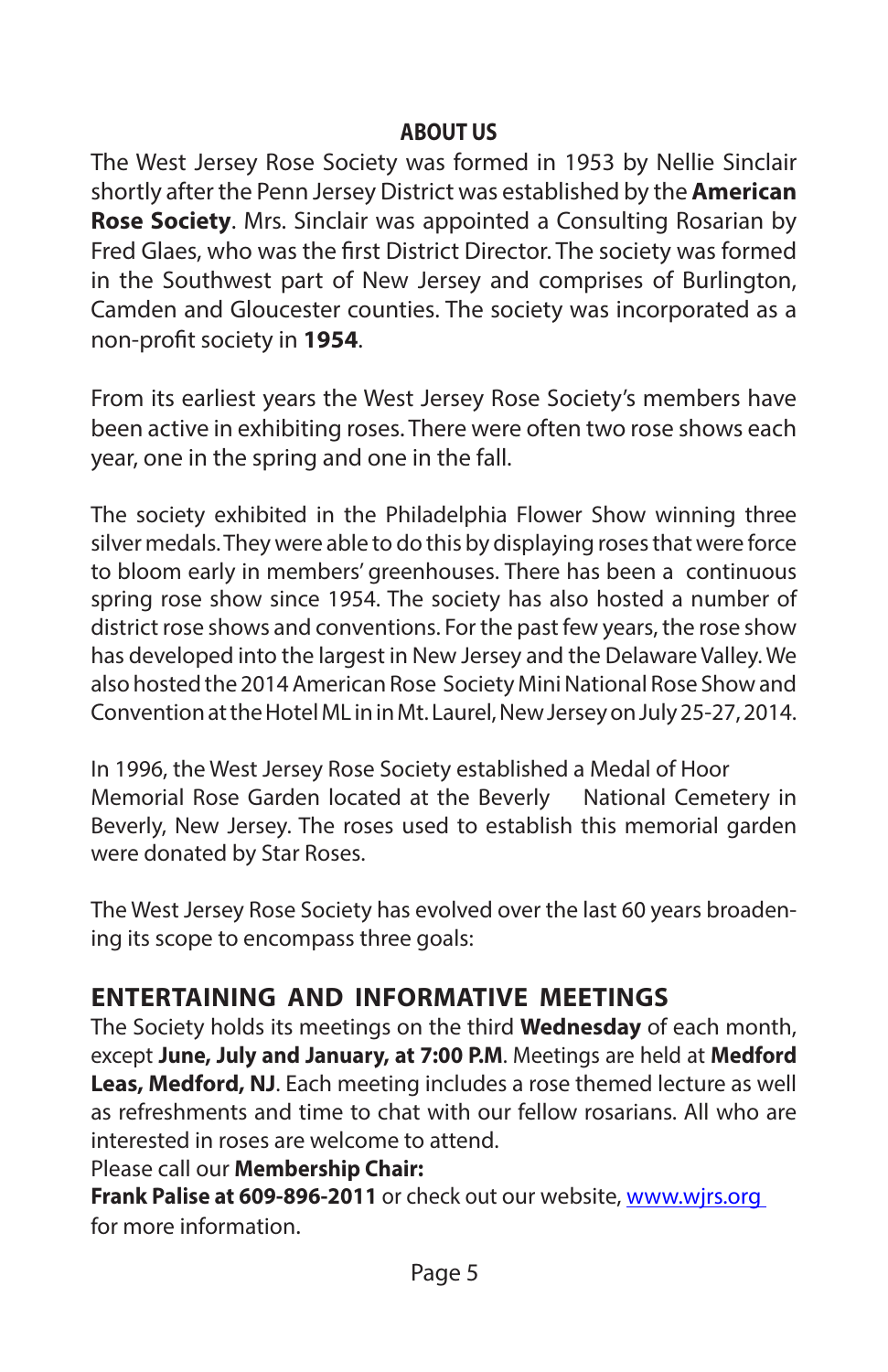## ABOUT US

The West Jersey Rose Society was formed in 1953 by Nellie Sinclair shortly after the Penn Jersey District was established by the **American Rose Society**. Mrs. Sinclair was appointed a Consulting Rosarian by Fred Glaes, who was the first District Director. The society was formed in the Southwest part of New Jersey and comprises of Burlington, Camden and Gloucester counties. The society was incorporated as a non-profit society in **1954**.

From its earliest years the West Jersey Rose Society's members have been active in exhibiting roses. There were often two rose shows each year, one in the spring and one in the fall.

The society exhibited in the Philadelphia Flower Show winning three silver medals. They were able to do this by displaying roses that were force to bloom early in members' greenhouses. There has been a continuous spring rose show since 1954. The society has also hosted a number of district rose shows and conventions. For the past few years, the rose show has developed into the largest in New Jersey and the Delaware Valley. We also hosted the 2014 American Rose Society Mini National Rose Show and Convention at the Hotel ML in in Mt. Laurel, New Jersey on July 25-27, 2014.

In 1996, the West Jersey Rose Society established a Medal of Hoor Memorial Rose Garden located at the Beverly National Cemetery in Beverly, New Jersey. The roses used to establish this memorial garden were donated by Star Roses.

The West Jersey Rose Society has evolved over the last 60 years broadening its scope to encompass three goals:

## ENTERTAINING AND INFORMATIVE MEETINGS

The Society holds its meetings on the third **Wednesday** of each month, except **June, July and January, at 7:00 P.M**. Meetings are held at **Medford Leas, Medford, NJ**. Each meeting includes a rose themed lecture as well as refreshments and time to chat with our fellow rosarians. All who are interested in roses are welcome to attend.

Please call our **Membership Chair:**
**Frank Palise at 609-896-2011** or check out our website, www.wjrs.org for more information.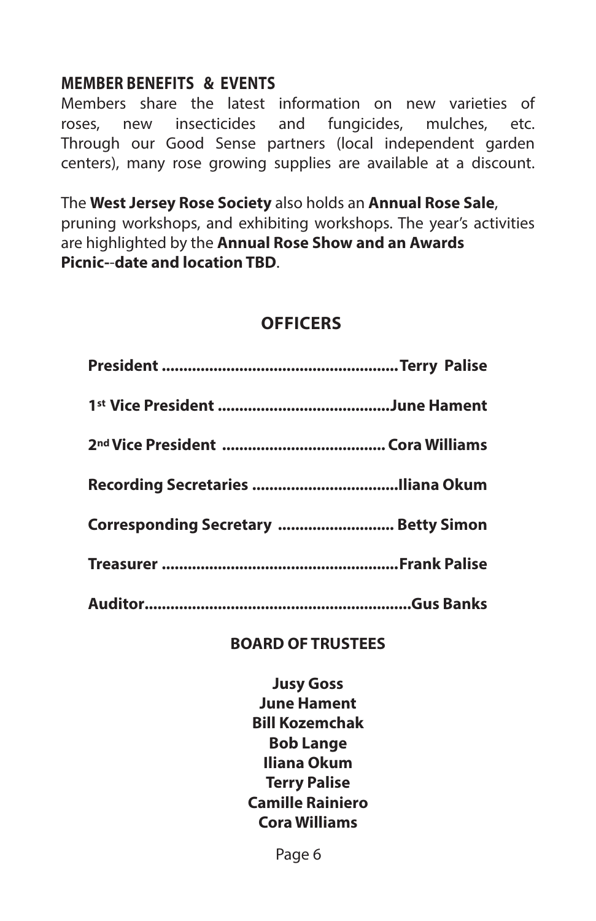## MEMBER BENEFITS & EVENTS

Members share the latest information on new varieties of roses, new insecticides and fungicides, mulches, etc. Through our Good Sense partners (local independent garden centers), many rose growing supplies are available at a discount.

The **West Jersey Rose Society** also holds an **Annual Rose Sale**, pruning workshops, and exhibiting workshops. The year's activities are highlighted by the **Annual Rose Show and an Awards Picnic--date and location TBD**.

## OFFICERS

**President ....................................................... Terry Palise**

**1st Vice President ........................................ June Hament**

**2nd Vice President ...................................... Cora Williams**

**Recording Secretaries .................................. Iliana Okum**

**Corresponding Secretary ........................... Betty Simon**

**Treasurer ....................................................... Frank Palise**

**Auditor............................................................. Gus Banks**

### BOARD OF TRUSTEES

**Jusy Goss**
**June Hament**
**Bill Kozemchak**
**Bob Lange**
**Iliana Okum**
**Terry Palise**
**Camille Rainiero**
**Cora Williams**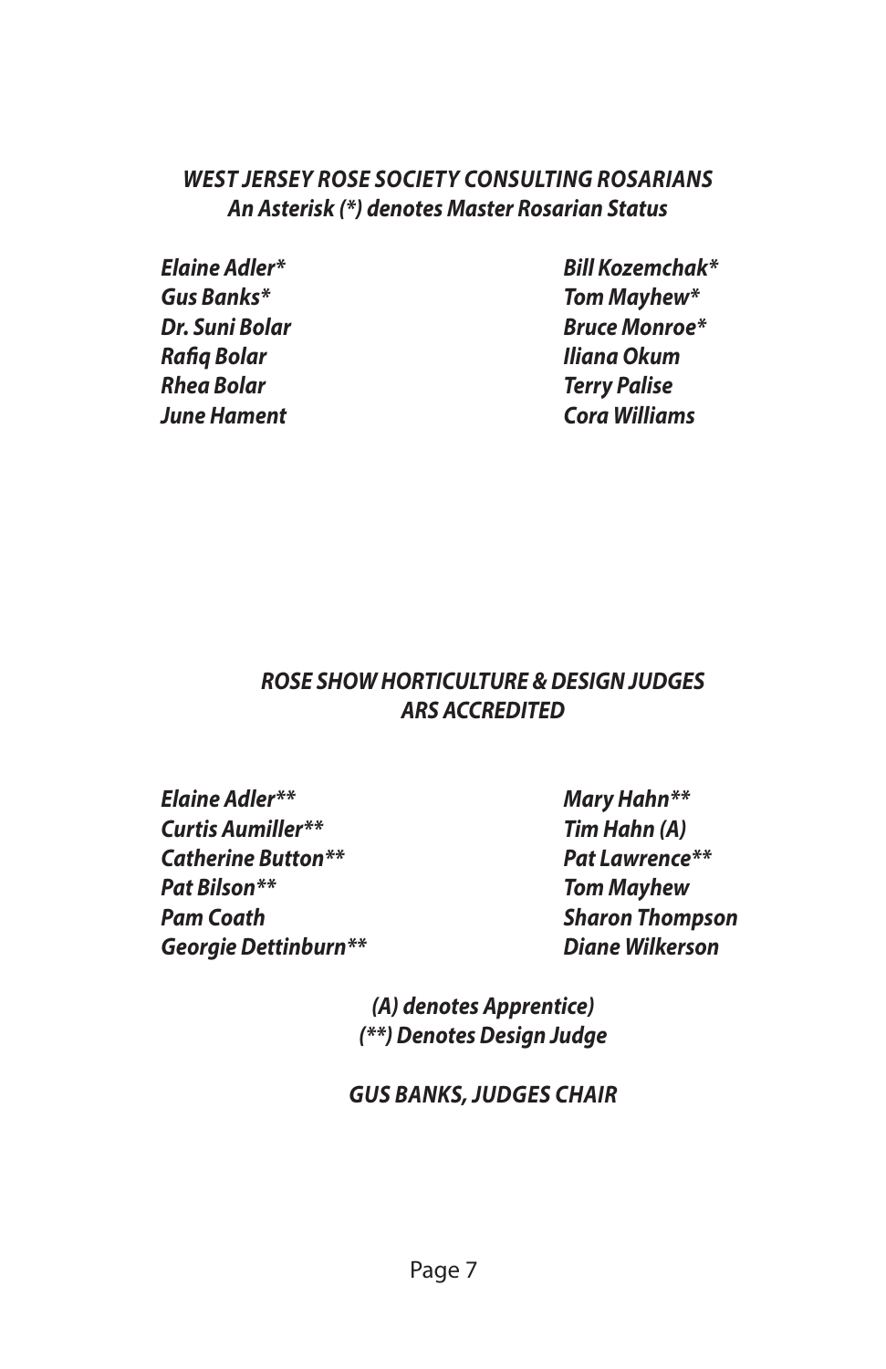## *WEST JERSEY ROSE SOCIETY CONSULTING ROSARIANS*

***An Asterisk (*) denotes Master Rosarian Status***

*Elaine Adler**
*Gus Banks**
*Dr. Suni Bolar*
*Rafiq Bolar*
*Rhea Bolar*
*June Hament*
*Bill Kozemchak**
*Tom Mayhew**
*Bruce Monroe**
*Iliana Okum*
*Terry Palise*
*Cora Williams*

## *ROSE SHOW HORTICULTURE & DESIGN JUDGES ARS ACCREDITED*

*Elaine Adler***
*Curtis Aumiller***
*Catherine Button***
*Pat Bilson***
*Pam Coath*
*Georgie Dettinburn***
*Mary Hahn***
*Tim Hahn (A)*
*Pat Lawrence***
*Tom Mayhew*
*Sharon Thompson*
*Diane Wilkerson*

***(A) denotes Apprentice)***
***(**) Denotes Design Judge***

***GUS BANKS, JUDGES CHAIR***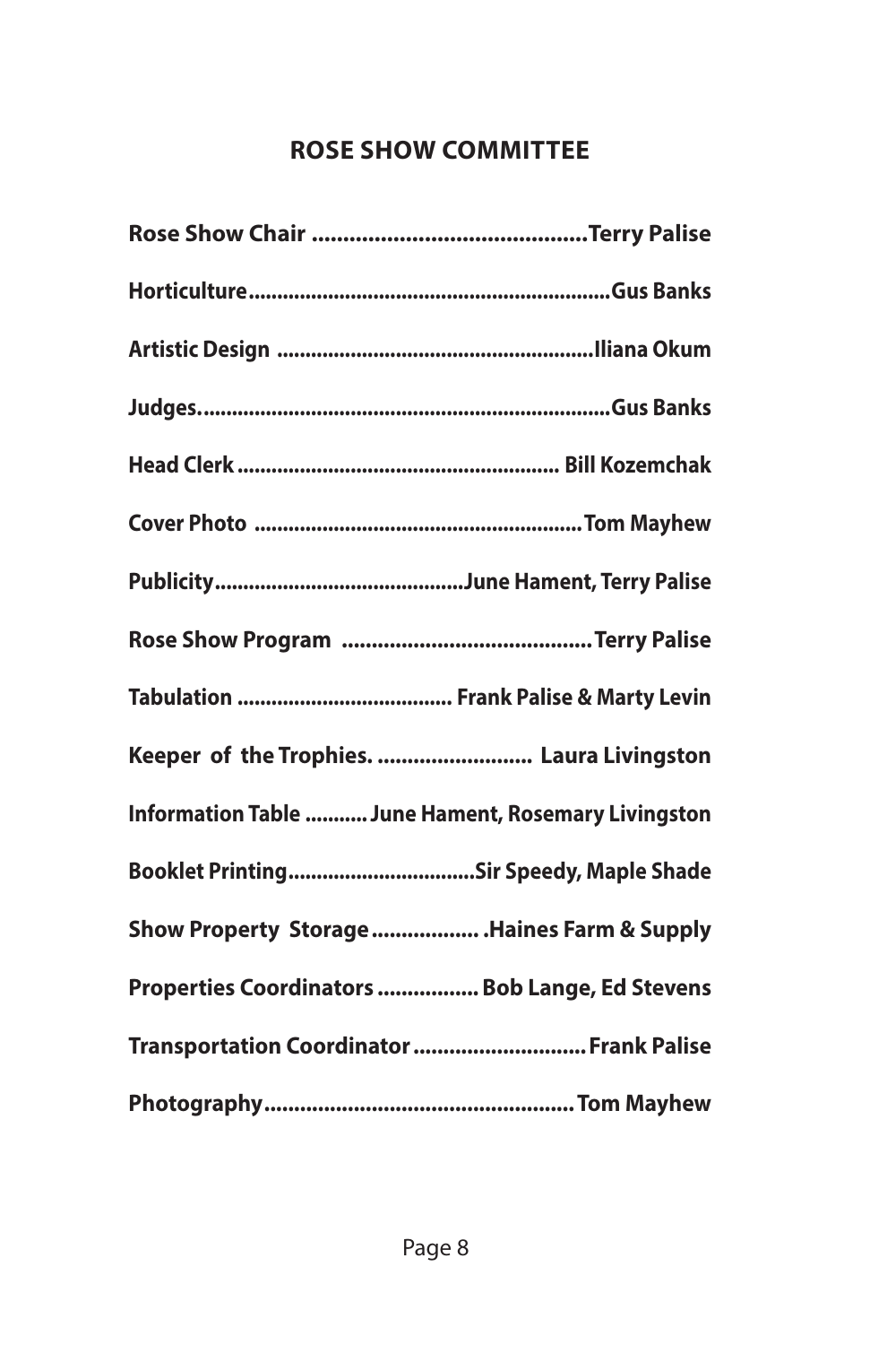## ROSE SHOW COMMITTEE

**Rose Show Chair ............................................Terry Palise**

**Horticulture..............................................................Gus Banks**

**Artistic Design .......................................................Iliana Okum**

**Judges.......................................................................Gus Banks**

**Head Clerk ....................................................... Bill Kozemchak**

**Cover Photo .........................................................Tom Mayhew**

**Publicity...........................................June Hament, Terry Palise**

**Rose Show Program ..........................................Terry Palise**

**Tabulation ..................................... Frank Palise & Marty Levin**

**Keeper of the Trophies. .......................... Laura Livingston**

**Information Table ........... June Hament, Rosemary Livingston**

**Booklet Printing................................Sir Speedy, Maple Shade**

**Show Property Storage .................. .Haines Farm & Supply**

**Properties Coordinators ................. Bob Lange, Ed Stevens**

**Transportation Coordinator .............................Frank Palise**

**Photography....................................................Tom Mayhew**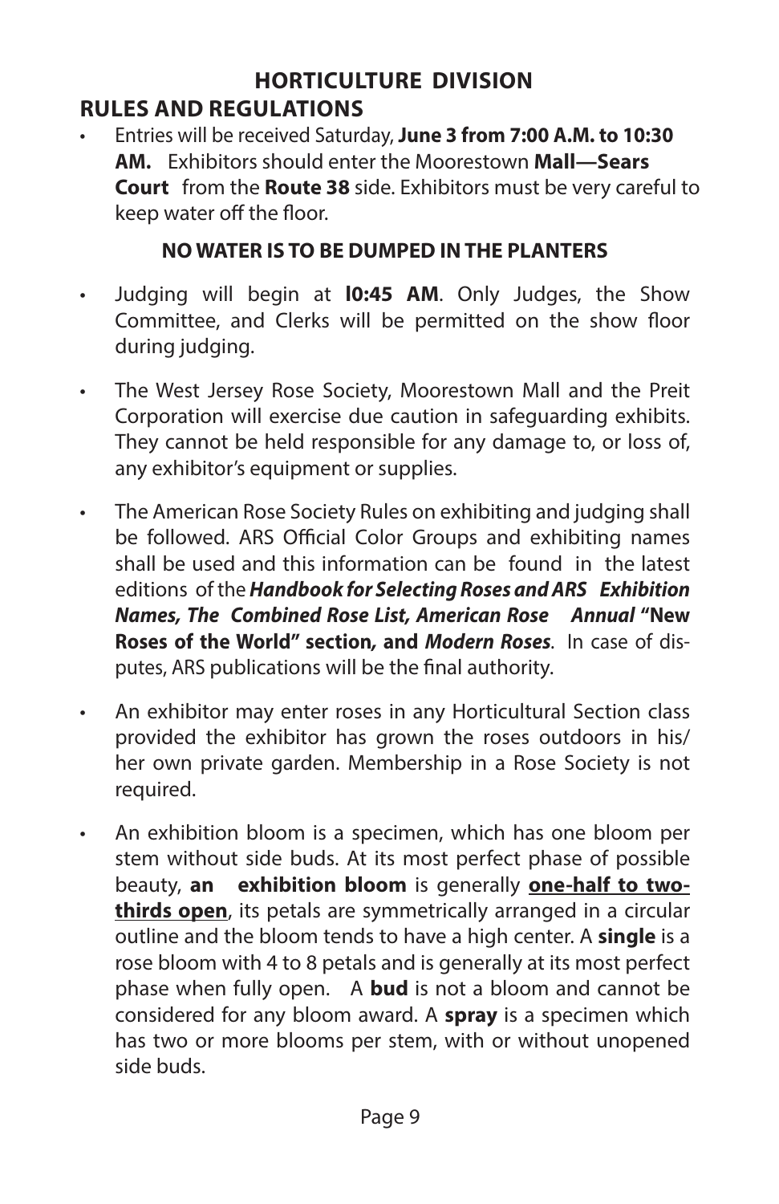# HORTICULTURE DIVISION

## RULES AND REGULATIONS

- Entries will be received Saturday, **June 3 from 7:00 A.M. to 10:30 AM.** Exhibitors should enter the Moorestown **Mall—Sears Court** from the **Route 38** side. Exhibitors must be very careful to keep water off the floor.

**NO WATER IS TO BE DUMPED IN THE PLANTERS**

- Judging will begin at **l0:45 AM**. Only Judges, the Show Committee, and Clerks will be permitted on the show floor during judging.

- The West Jersey Rose Society, Moorestown Mall and the Preit Corporation will exercise due caution in safeguarding exhibits. They cannot be held responsible for any damage to, or loss of, any exhibitor's equipment or supplies.

- The American Rose Society Rules on exhibiting and judging shall be followed. ARS Official Color Groups and exhibiting names shall be used and this information can be found in the latest editions of the ***Handbook for Selecting Roses and ARS Exhibition Names, The Combined Rose List, American Rose Annual*** **"New Roses of the World" section, and** ***Modern Roses***. In case of disputes, ARS publications will be the final authority.

- An exhibitor may enter roses in any Horticultural Section class provided the exhibitor has grown the roses outdoors in his/ her own private garden. Membership in a Rose Society is not required.

- An exhibition bloom is a specimen, which has one bloom per stem without side buds. At its most perfect phase of possible beauty, **an exhibition bloom** is generally **<u>one-half to two-thirds open</u>**, its petals are symmetrically arranged in a circular outline and the bloom tends to have a high center. A **single** is a rose bloom with 4 to 8 petals and is generally at its most perfect phase when fully open. A **bud** is not a bloom and cannot be considered for any bloom award. A **spray** is a specimen which has two or more blooms per stem, with or without unopened side buds.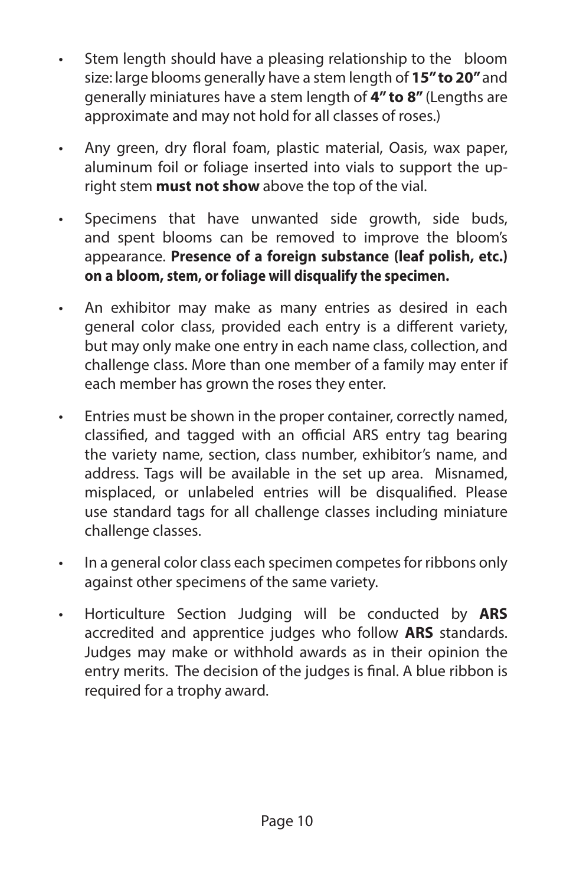- Stem length should have a pleasing relationship to the bloom size: large blooms generally have a stem length of **15" to 20"** and generally miniatures have a stem length of **4" to 8"** (Lengths are approximate and may not hold for all classes of roses.)

- Any green, dry floral foam, plastic material, Oasis, wax paper, aluminum foil or foliage inserted into vials to support the upright stem **must not show** above the top of the vial.

- Specimens that have unwanted side growth, side buds, and spent blooms can be removed to improve the bloom's appearance. **Presence of a foreign substance (leaf polish, etc.) on a bloom, stem, or foliage will disqualify the specimen.**

- An exhibitor may make as many entries as desired in each general color class, provided each entry is a different variety, but may only make one entry in each name class, collection, and challenge class. More than one member of a family may enter if each member has grown the roses they enter.

- Entries must be shown in the proper container, correctly named, classified, and tagged with an official ARS entry tag bearing the variety name, section, class number, exhibitor's name, and address. Tags will be available in the set up area. Misnamed, misplaced, or unlabeled entries will be disqualified. Please use standard tags for all challenge classes including miniature challenge classes.

- In a general color class each specimen competes for ribbons only against other specimens of the same variety.

- Horticulture Section Judging will be conducted by **ARS** accredited and apprentice judges who follow **ARS** standards. Judges may make or withhold awards as in their opinion the entry merits. The decision of the judges is final. A blue ribbon is required for a trophy award.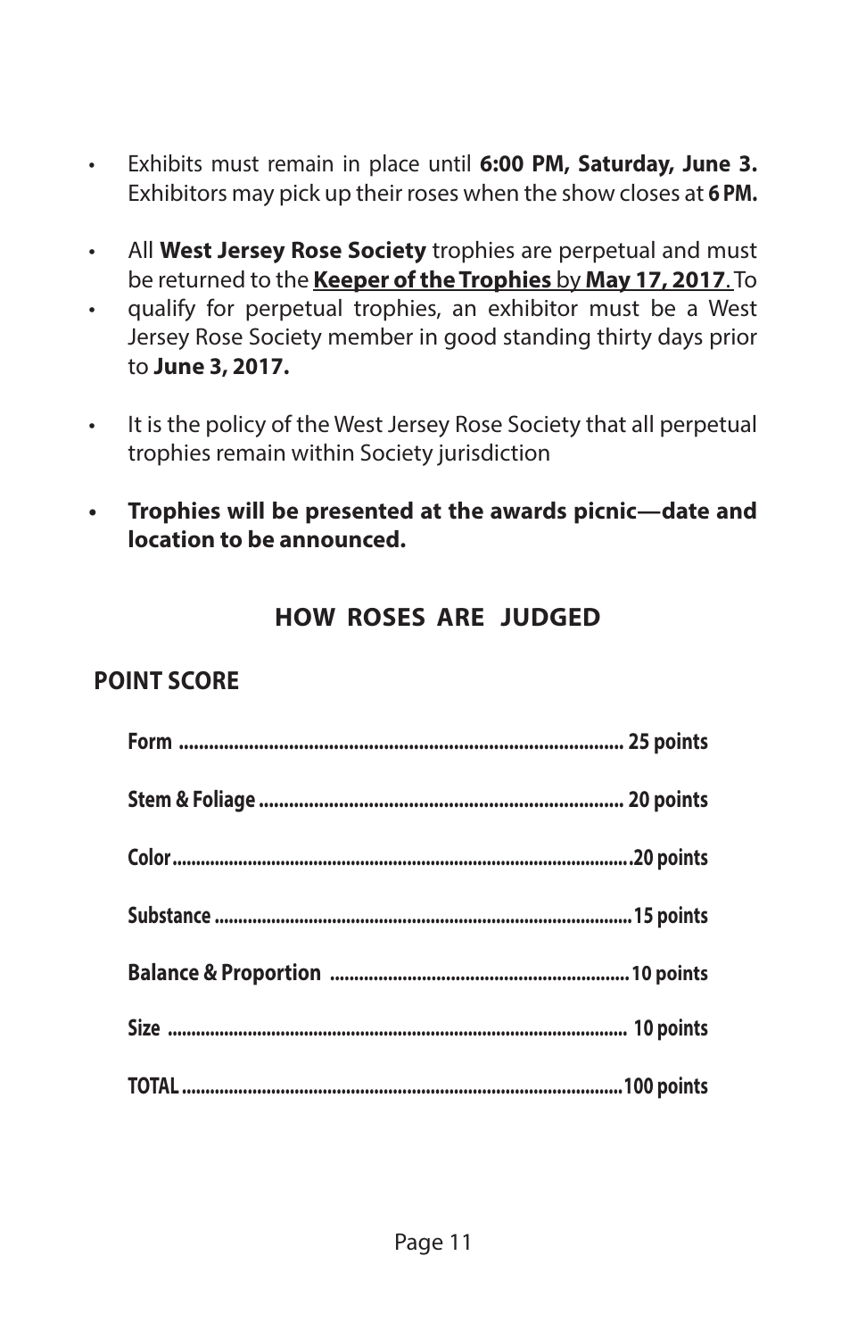- Exhibits must remain in place until **6:00 PM, Saturday, June 3.** Exhibitors may pick up their roses when the show closes at **6 PM.**

- All **West Jersey Rose Society** trophies are perpetual and must be returned to the **<u>Keeper of the Trophies</u>** by **<u>May 17, 2017</u>**. To
- qualify for perpetual trophies, an exhibitor must be a West Jersey Rose Society member in good standing thirty days prior to **June 3, 2017.**

- It is the policy of the West Jersey Rose Society that all perpetual trophies remain within Society jurisdiction

- **Trophies will be presented at the awards picnic—date and location to be announced.**

## HOW ROSES ARE JUDGED

### POINT SCORE

| Category | Points |
|---|---|
| **Form** | **25 points** |
| **Stem & Foliage** | **20 points** |
| **Color** | **20 points** |
| **Substance** | **15 points** |
| **Balance & Proportion** | **10 points** |
| **Size** | **10 points** |
| **TOTAL** | **100 points** |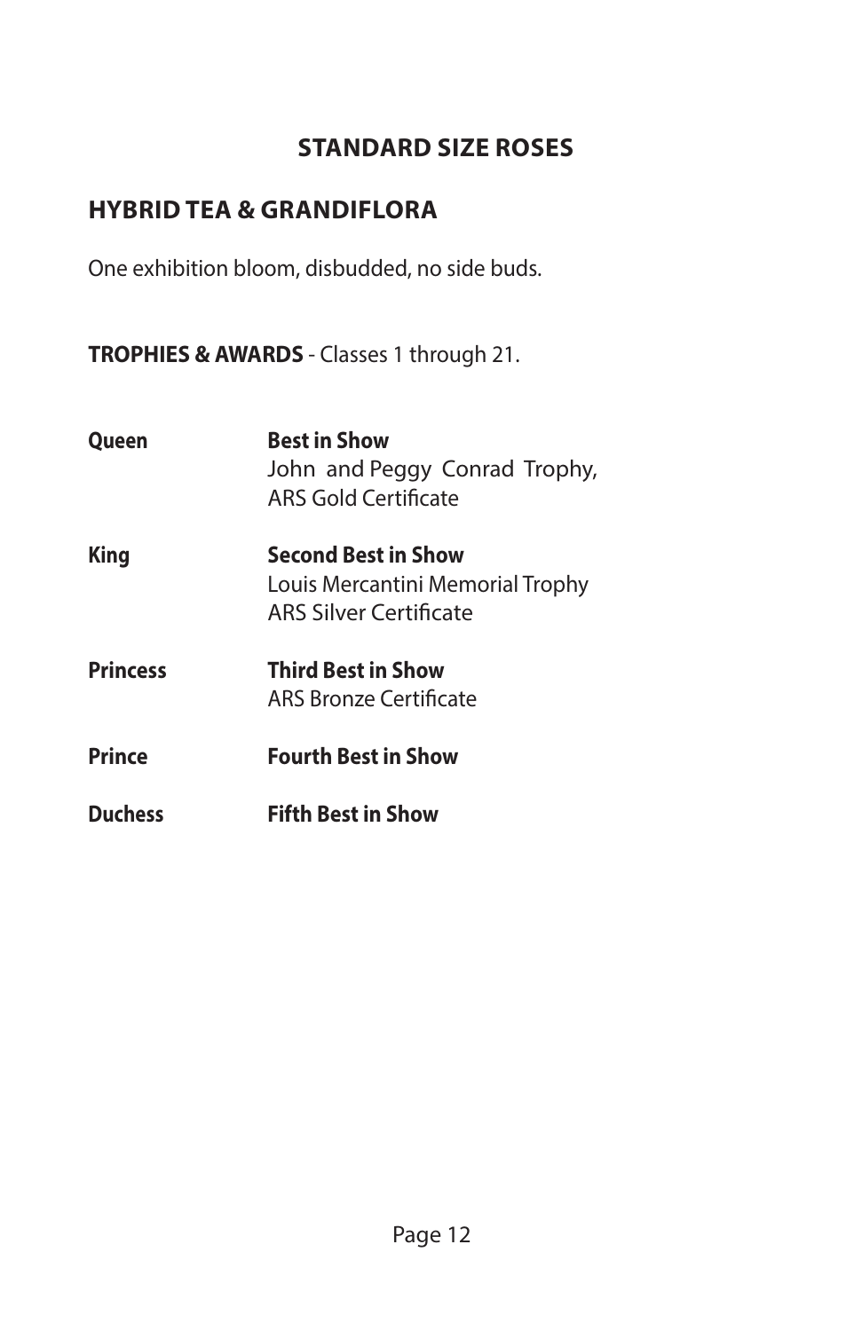## STANDARD SIZE ROSES

### HYBRID TEA & GRANDIFLORA

One exhibition bloom, disbudded, no side buds.

**TROPHIES & AWARDS** - Classes 1 through 21.

**Queen** — **Best in Show**
John and Peggy Conrad Trophy,
ARS Gold Certificate

**King** — **Second Best in Show**
Louis Mercantini Memorial Trophy
ARS Silver Certificate

**Princess** — **Third Best in Show**
ARS Bronze Certificate

**Prince** — **Fourth Best in Show**

**Duchess** — **Fifth Best in Show**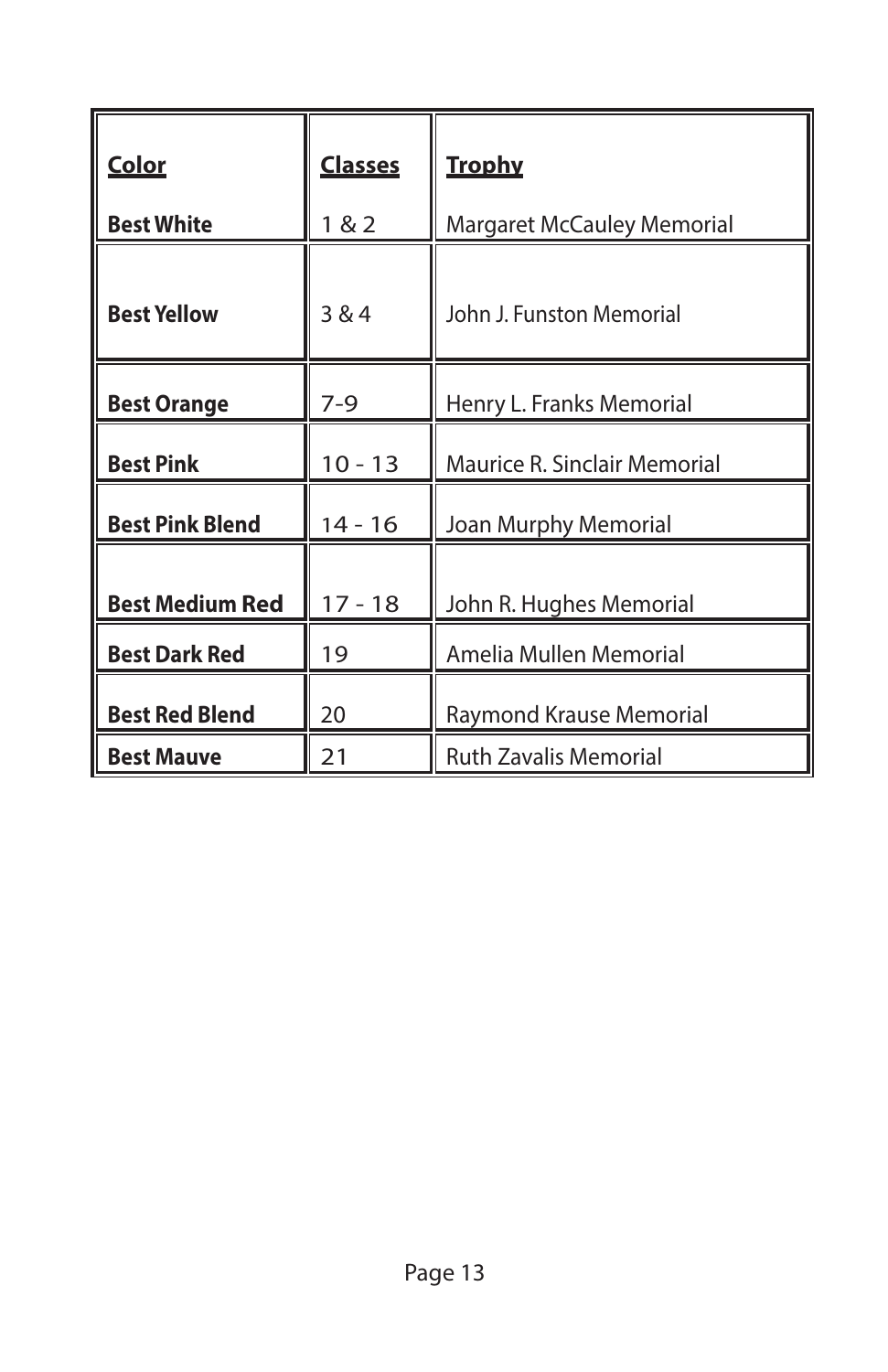| Color | Classes | Trophy |
|---|---|---|
| **Best White** | 1 & 2 | Margaret McCauley Memorial |
| **Best Yellow** | 3 & 4 | John J. Funston Memorial |
| **Best Orange** | 7-9 | Henry L. Franks Memorial |
| **Best Pink** | 10 - 13 | Maurice R. Sinclair Memorial |
| **Best Pink Blend** | 14 - 16 | Joan Murphy Memorial |
| **Best Medium Red** | 17 - 18 | John R. Hughes Memorial |
| **Best Dark Red** | 19 | Amelia Mullen Memorial |
| **Best Red Blend** | 20 | Raymond Krause Memorial |
| **Best Mauve** | 21 | Ruth Zavalis Memorial |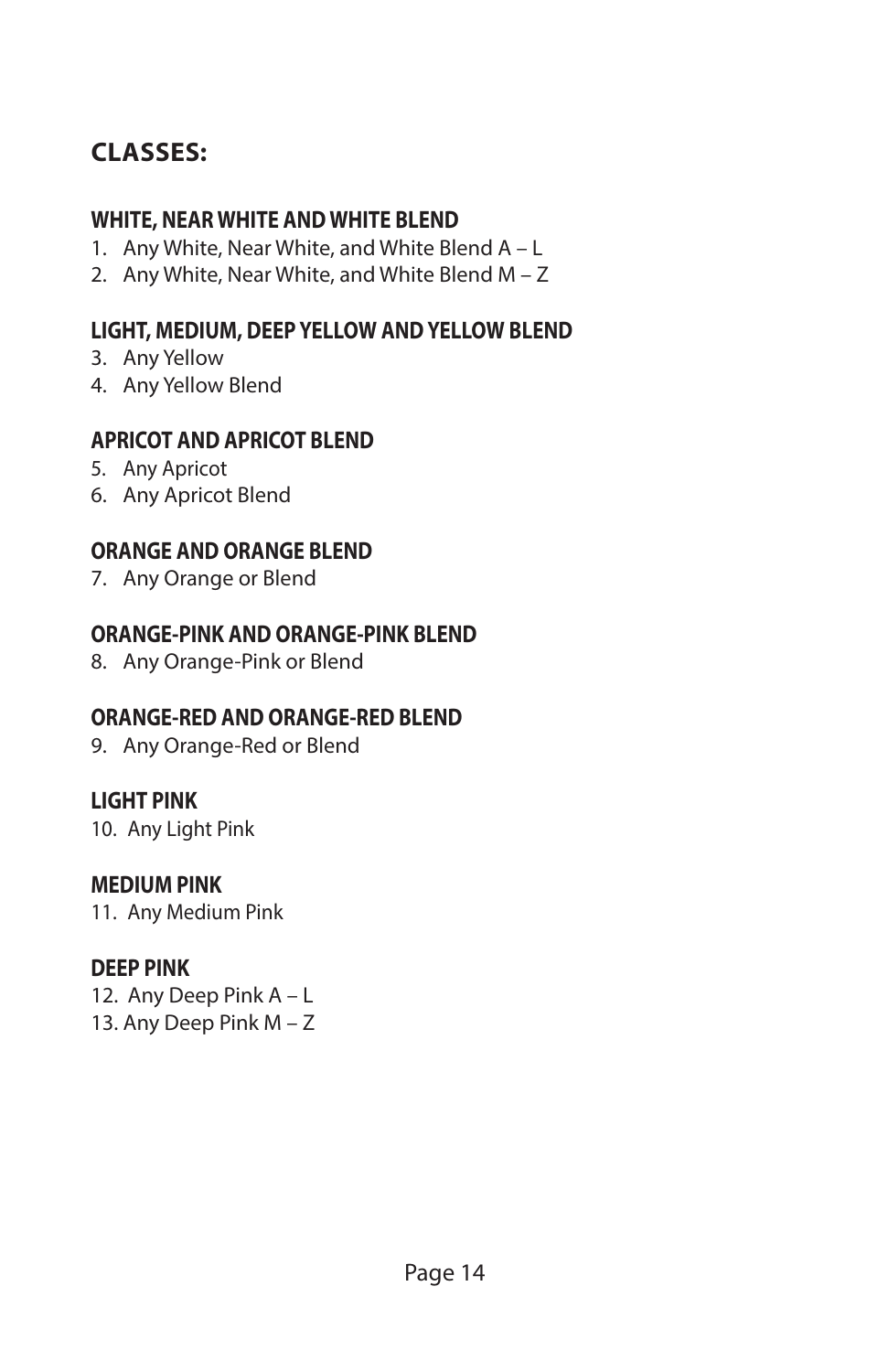## CLASSES:

### WHITE, NEAR WHITE AND WHITE BLEND

1. Any White, Near White, and White Blend A – L
2. Any White, Near White, and White Blend M – Z

### LIGHT, MEDIUM, DEEP YELLOW AND YELLOW BLEND

3. Any Yellow
4. Any Yellow Blend

### APRICOT AND APRICOT BLEND

5. Any Apricot
6. Any Apricot Blend

### ORANGE AND ORANGE BLEND

7. Any Orange or Blend

### ORANGE-PINK AND ORANGE-PINK BLEND

8. Any Orange-Pink or Blend

### ORANGE-RED AND ORANGE-RED BLEND

9. Any Orange-Red or Blend

### LIGHT PINK

10. Any Light Pink

### MEDIUM PINK

11. Any Medium Pink

### DEEP PINK

12. Any Deep Pink A – L
13. Any Deep Pink M – Z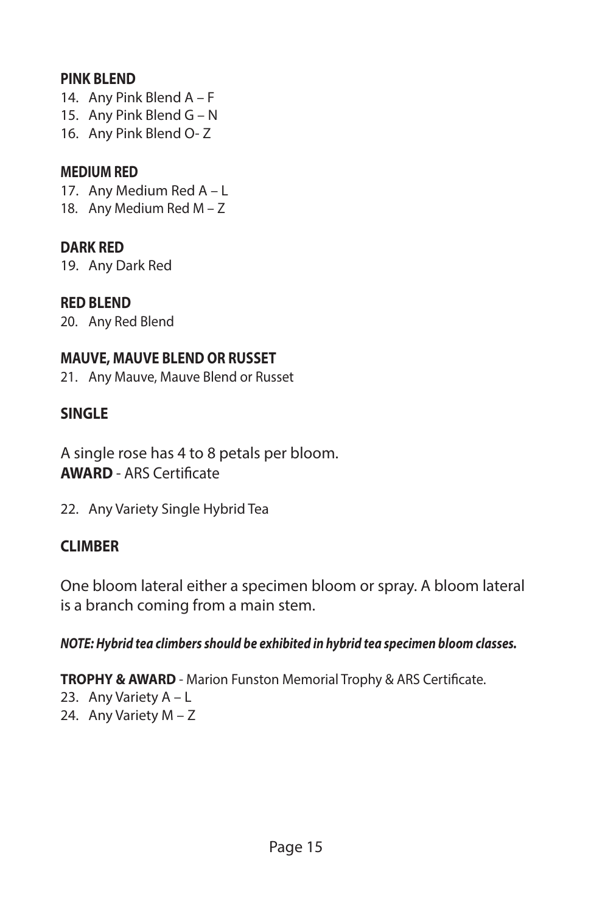**PINK BLEND**

14. Any Pink Blend A – F
15. Any Pink Blend G – N
16. Any Pink Blend O- Z

**MEDIUM RED**

17. Any Medium Red A – L
18. Any Medium Red M – Z

**DARK RED**

19. Any Dark Red

**RED BLEND**

20. Any Red Blend

**MAUVE, MAUVE BLEND OR RUSSET**

21. Any Mauve, Mauve Blend or Russet

**SINGLE**

A single rose has 4 to 8 petals per bloom.
**AWARD** - ARS Certificate

22. Any Variety Single Hybrid Tea

**CLIMBER**

One bloom lateral either a specimen bloom or spray. A bloom lateral is a branch coming from a main stem.

***NOTE: Hybrid tea climbers should be exhibited in hybrid tea specimen bloom classes.***

**TROPHY & AWARD** - Marion Funston Memorial Trophy & ARS Certificate.

23. Any Variety A – L
24. Any Variety M – Z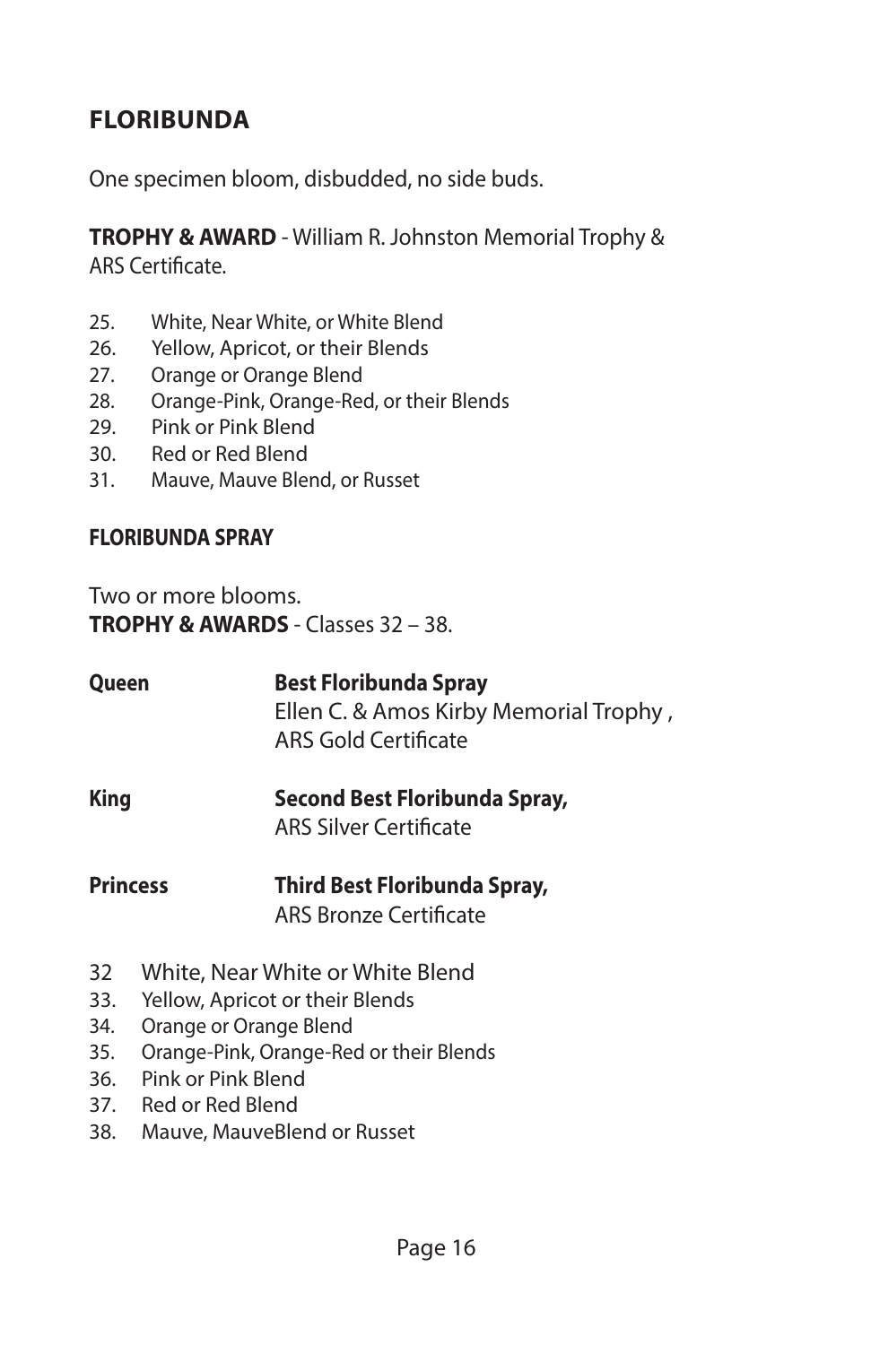## FLORIBUNDA

One specimen bloom, disbudded, no side buds.

**TROPHY & AWARD** - William R. Johnston Memorial Trophy & ARS Certificate.

25. White, Near White, or White Blend
26. Yellow, Apricot, or their Blends
27. Orange or Orange Blend
28. Orange-Pink, Orange-Red, or their Blends
29. Pink or Pink Blend
30. Red or Red Blend
31. Mauve, Mauve Blend, or Russet

### FLORIBUNDA SPRAY

Two or more blooms.
**TROPHY & AWARDS** - Classes 32 – 38.

**Queen** — **Best Floribunda Spray**
Ellen C. & Amos Kirby Memorial Trophy ,
ARS Gold Certificate

**King** — **Second Best Floribunda Spray,**
ARS Silver Certificate

**Princess** — **Third Best Floribunda Spray,**
ARS Bronze Certificate

32 White, Near White or White Blend
33. Yellow, Apricot or their Blends
34. Orange or Orange Blend
35. Orange-Pink, Orange-Red or their Blends
36. Pink or Pink Blend
37. Red or Red Blend
38. Mauve, MauveBlend or Russet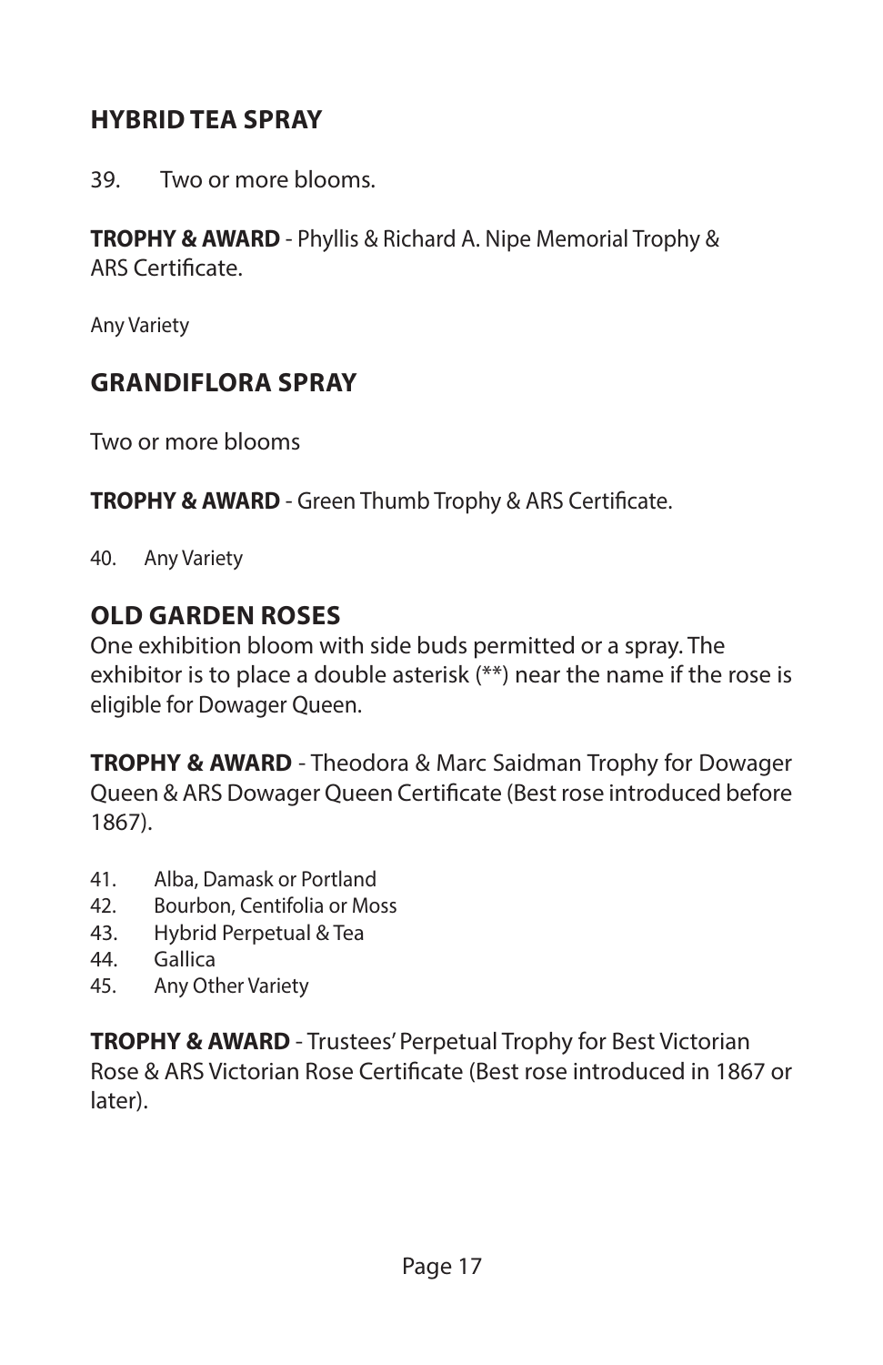## HYBRID TEA SPRAY

39. Two or more blooms.

**TROPHY & AWARD** - Phyllis & Richard A. Nipe Memorial Trophy & ARS Certificate.

Any Variety

## GRANDIFLORA SPRAY

Two or more blooms

**TROPHY & AWARD** - Green Thumb Trophy & ARS Certificate.

40. Any Variety

## OLD GARDEN ROSES

One exhibition bloom with side buds permitted or a spray. The exhibitor is to place a double asterisk (**) near the name if the rose is eligible for Dowager Queen.

**TROPHY & AWARD** - Theodora & Marc Saidman Trophy for Dowager Queen & ARS Dowager Queen Certificate (Best rose introduced before 1867).

41. Alba, Damask or Portland
42. Bourbon, Centifolia or Moss
43. Hybrid Perpetual & Tea
44. Gallica
45. Any Other Variety

**TROPHY & AWARD** - Trustees' Perpetual Trophy for Best Victorian Rose & ARS Victorian Rose Certificate (Best rose introduced in 1867 or later).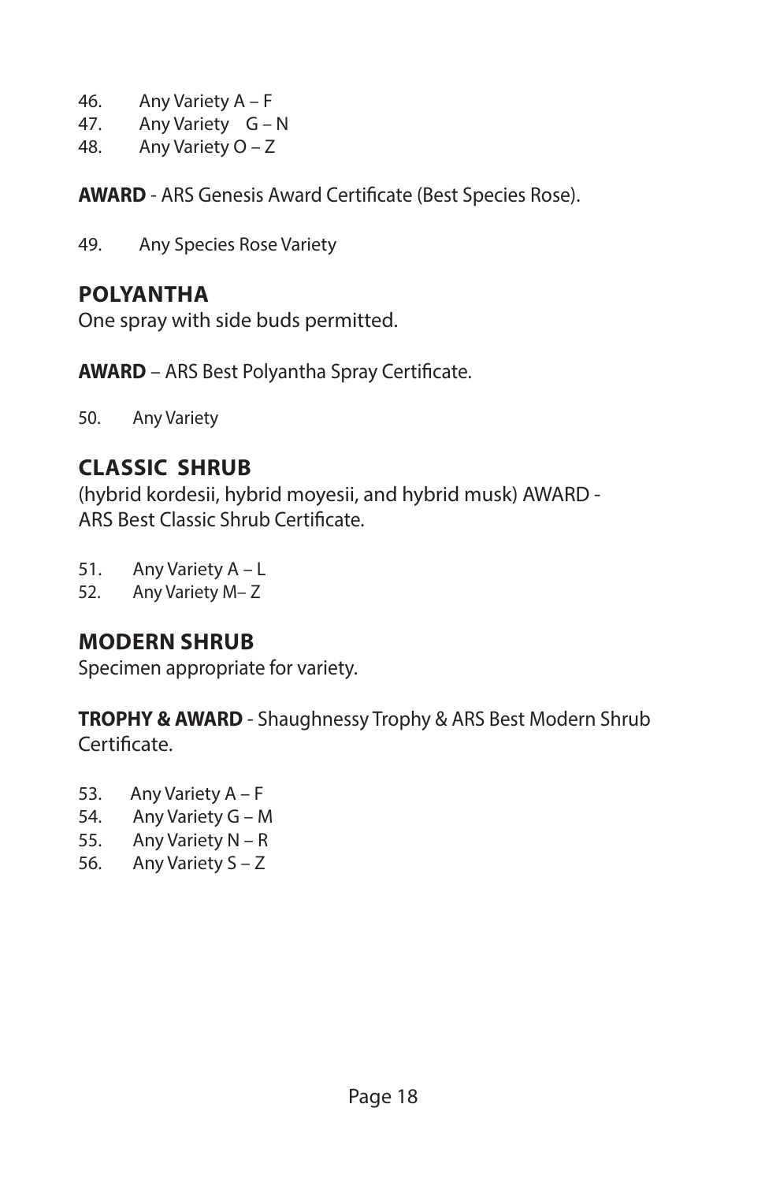46. Any Variety A – F
47. Any Variety G – N
48. Any Variety O – Z

**AWARD** - ARS Genesis Award Certificate (Best Species Rose).

49. Any Species Rose Variety

## POLYANTHA

One spray with side buds permitted.

**AWARD** – ARS Best Polyantha Spray Certificate.

50. Any Variety

## CLASSIC SHRUB

(hybrid kordesii, hybrid moyesii, and hybrid musk) AWARD - ARS Best Classic Shrub Certificate.

51. Any Variety A – L
52. Any Variety M– Z

## MODERN SHRUB

Specimen appropriate for variety.

**TROPHY & AWARD** - Shaughnessy Trophy & ARS Best Modern Shrub Certificate.

53. Any Variety A – F
54. Any Variety G – M
55. Any Variety N – R
56. Any Variety S – Z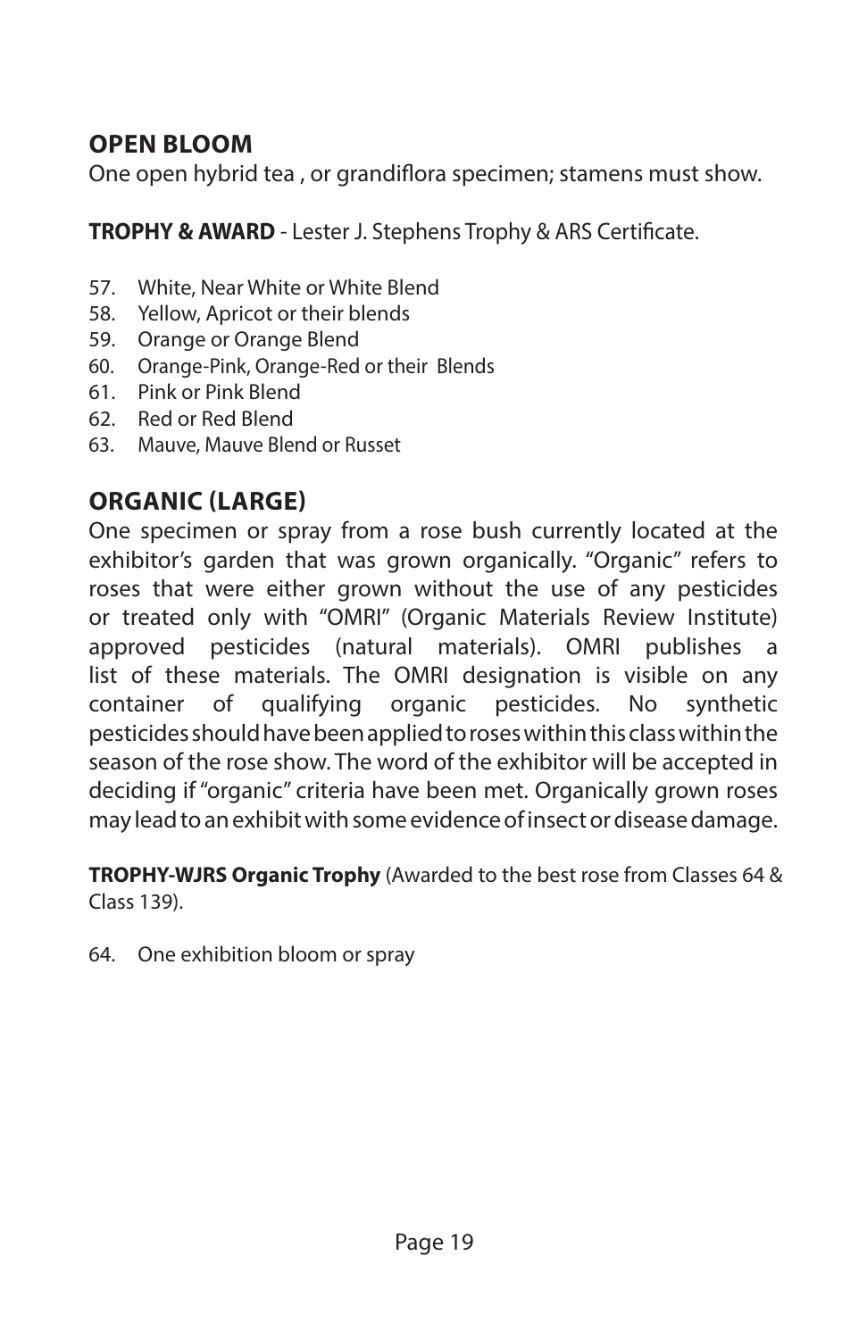## OPEN BLOOM

One open hybrid tea , or grandiflora specimen; stamens must show.

**TROPHY & AWARD** - Lester J. Stephens Trophy & ARS Certificate.

57. White, Near White or White Blend
58. Yellow, Apricot or their blends
59. Orange or Orange Blend
60. Orange-Pink, Orange-Red or their Blends
61. Pink or Pink Blend
62. Red or Red Blend
63. Mauve, Mauve Blend or Russet

## ORGANIC (LARGE)

One specimen or spray from a rose bush currently located at the exhibitor's garden that was grown organically. "Organic" refers to roses that were either grown without the use of any pesticides or treated only with "OMRI" (Organic Materials Review Institute) approved pesticides (natural materials). OMRI publishes a list of these materials. The OMRI designation is visible on any container of qualifying organic pesticides. No synthetic pesticides should have been applied to roses within this class within the season of the rose show. The word of the exhibitor will be accepted in deciding if "organic" criteria have been met. Organically grown roses may lead to an exhibit with some evidence of insect or disease damage.

**TROPHY-WJRS Organic Trophy** (Awarded to the best rose from Classes 64 & Class 139).

64. One exhibition bloom or spray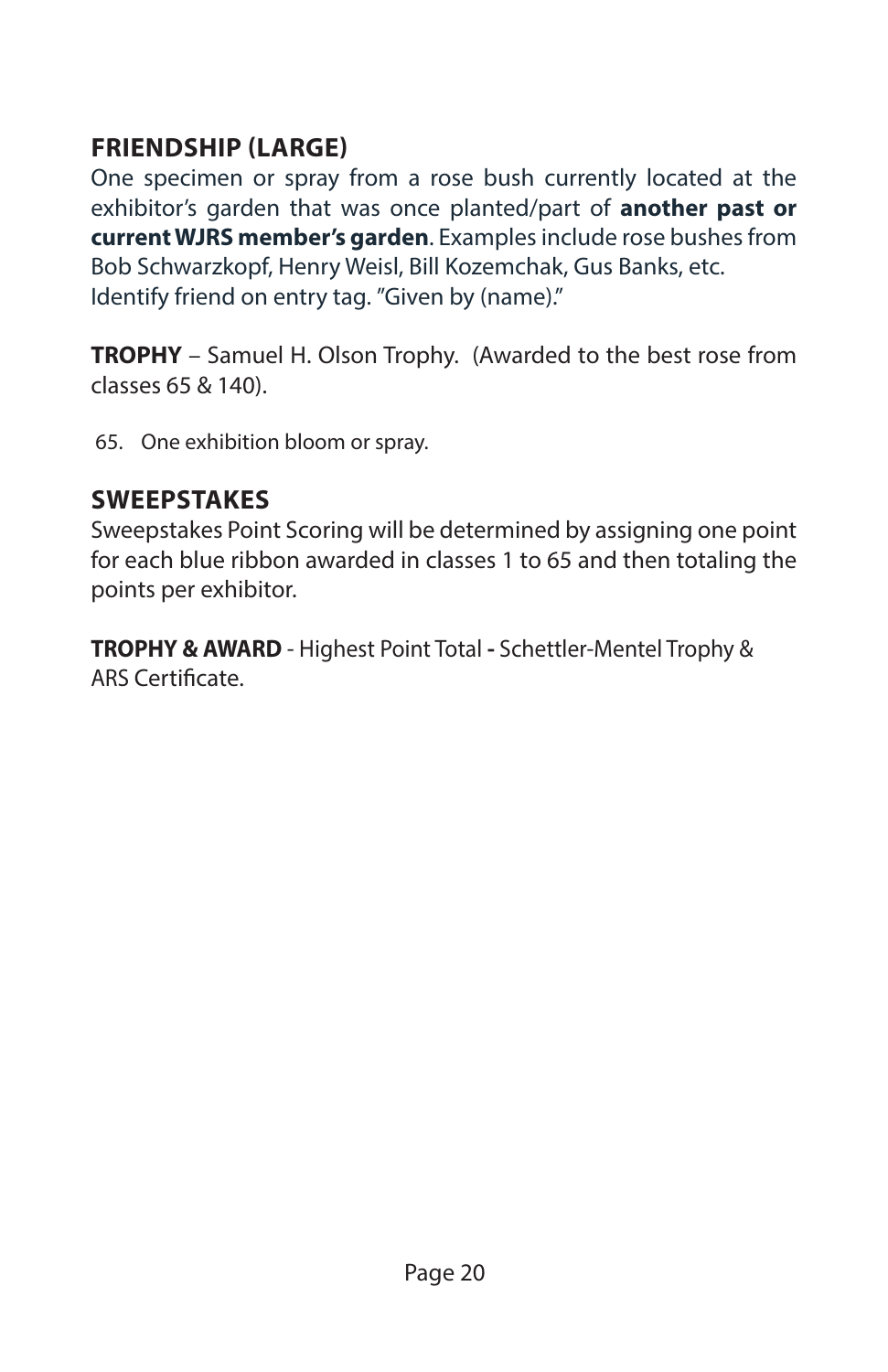## FRIENDSHIP (LARGE)

One specimen or spray from a rose bush currently located at the exhibitor's garden that was once planted/part of **another past or current WJRS member's garden**. Examples include rose bushes from Bob Schwarzkopf, Henry Weisl, Bill Kozemchak, Gus Banks, etc. Identify friend on entry tag. "Given by (name)."

**TROPHY** – Samuel H. Olson Trophy. (Awarded to the best rose from classes 65 & 140).

65. One exhibition bloom or spray.

## SWEEPSTAKES

Sweepstakes Point Scoring will be determined by assigning one point for each blue ribbon awarded in classes 1 to 65 and then totaling the points per exhibitor.

**TROPHY & AWARD** - Highest Point Total **-** Schettler-Mentel Trophy & ARS Certificate.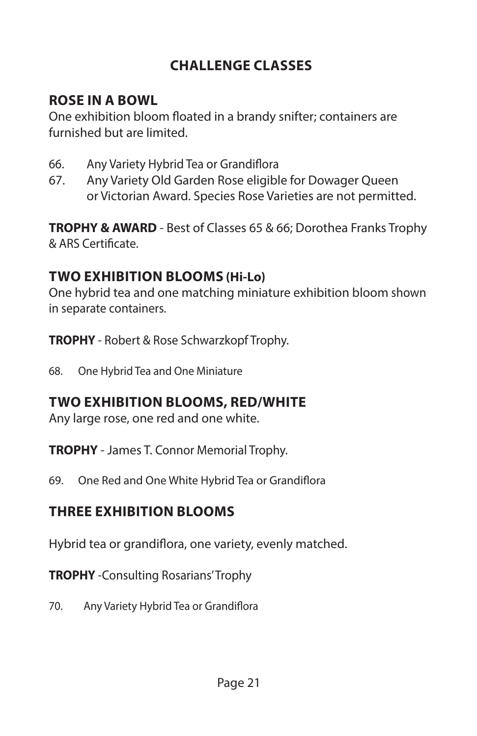## CHALLENGE CLASSES

### ROSE IN A BOWL

One exhibition bloom floated in a brandy snifter; containers are furnished but are limited.

66. Any Variety Hybrid Tea or Grandiflora
67. Any Variety Old Garden Rose eligible for Dowager Queen or Victorian Award. Species Rose Varieties are not permitted.

**TROPHY & AWARD** - Best of Classes 65 & 66; Dorothea Franks Trophy & ARS Certificate.

### TWO EXHIBITION BLOOMS (Hi-Lo)

One hybrid tea and one matching miniature exhibition bloom shown in separate containers.

**TROPHY** - Robert & Rose Schwarzkopf Trophy.

68. One Hybrid Tea and One Miniature

### TWO EXHIBITION BLOOMS, RED/WHITE

Any large rose, one red and one white.

**TROPHY** - James T. Connor Memorial Trophy.

69. One Red and One White Hybrid Tea or Grandiflora

### THREE EXHIBITION BLOOMS

Hybrid tea or grandiflora, one variety, evenly matched.

**TROPHY** -Consulting Rosarians' Trophy

70. Any Variety Hybrid Tea or Grandiflora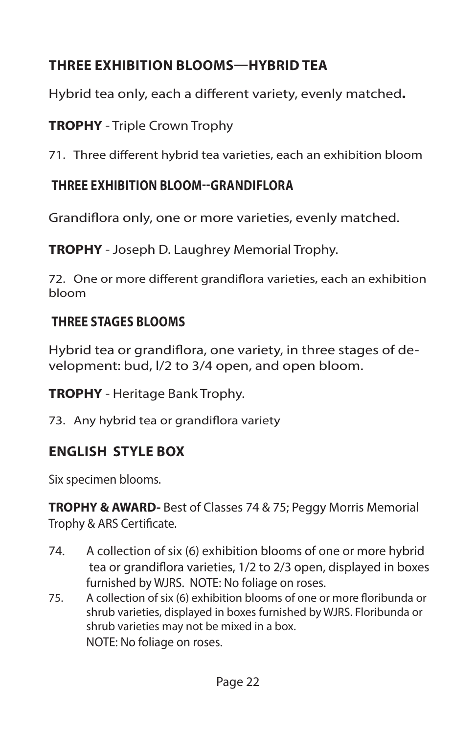## THREE EXHIBITION BLOOMS—HYBRID TEA

Hybrid tea only, each a different variety, evenly matched**.**

**TROPHY** - Triple Crown Trophy

71. Three different hybrid tea varieties, each an exhibition bloom

## THREE EXHIBITION BLOOM--GRANDIFLORA

Grandiflora only, one or more varieties, evenly matched.

**TROPHY** - Joseph D. Laughrey Memorial Trophy.

72. One or more different grandiflora varieties, each an exhibition bloom

## THREE STAGES BLOOMS

Hybrid tea or grandiflora, one variety, in three stages of development: bud, l/2 to 3/4 open, and open bloom.

**TROPHY** - Heritage Bank Trophy.

73. Any hybrid tea or grandiflora variety

## ENGLISH STYLE BOX

Six specimen blooms.

**TROPHY & AWARD-** Best of Classes 74 & 75; Peggy Morris Memorial Trophy & ARS Certificate.

74. A collection of six (6) exhibition blooms of one or more hybrid tea or grandiflora varieties, 1/2 to 2/3 open, displayed in boxes furnished by WJRS. NOTE: No foliage on roses.
75. A collection of six (6) exhibition blooms of one or more floribunda or shrub varieties, displayed in boxes furnished by WJRS. Floribunda or shrub varieties may not be mixed in a box.
    NOTE: No foliage on roses.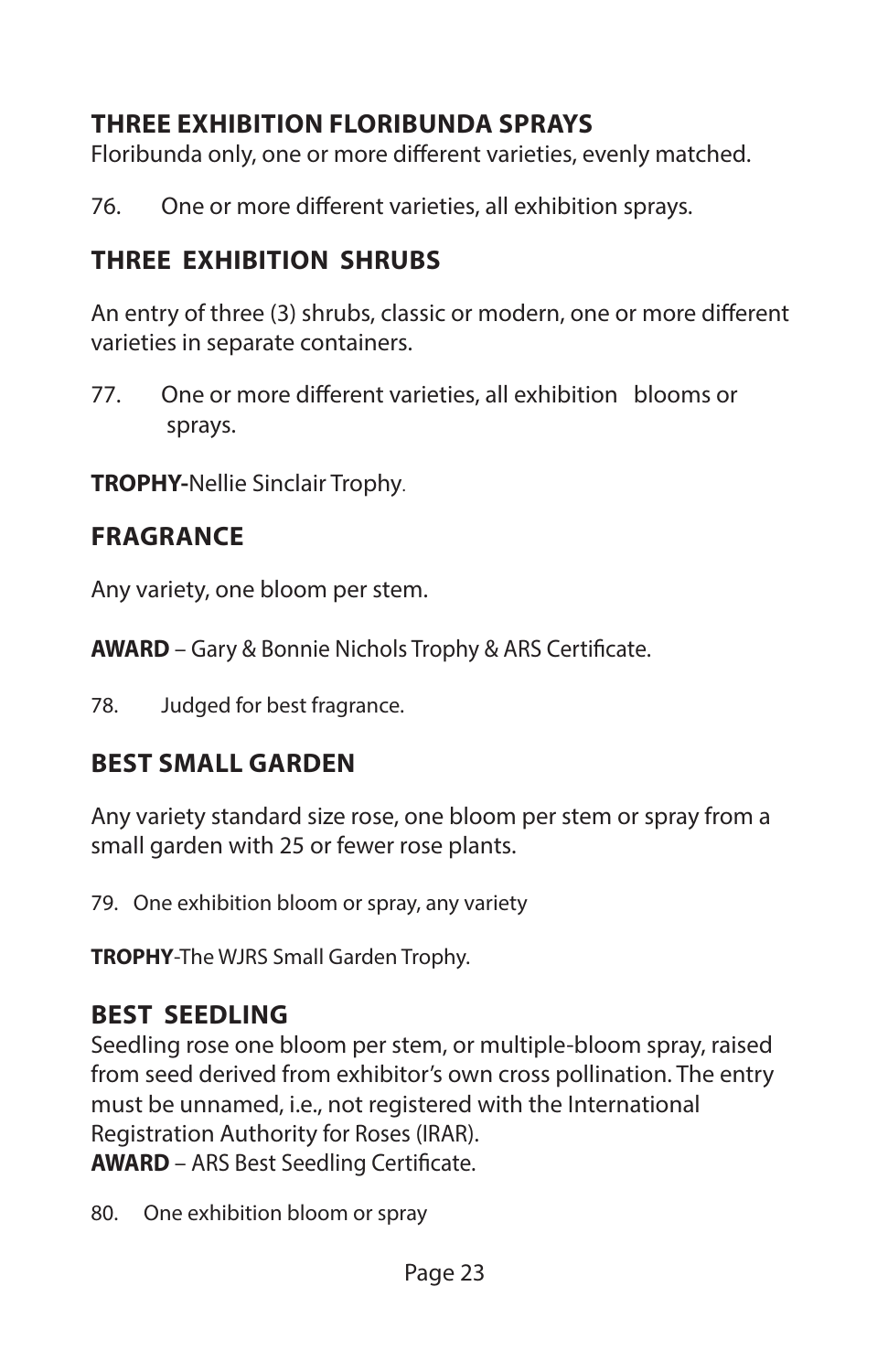## THREE EXHIBITION FLORIBUNDA SPRAYS

Floribunda only, one or more different varieties, evenly matched.

76. One or more different varieties, all exhibition sprays.

## THREE EXHIBITION SHRUBS

An entry of three (3) shrubs, classic or modern, one or more different varieties in separate containers.

77. One or more different varieties, all exhibition blooms or sprays.

**TROPHY-**Nellie Sinclair Trophy.

## FRAGRANCE

Any variety, one bloom per stem.

**AWARD** – Gary & Bonnie Nichols Trophy & ARS Certificate.

78. Judged for best fragrance.

## BEST SMALL GARDEN

Any variety standard size rose, one bloom per stem or spray from a small garden with 25 or fewer rose plants.

79. One exhibition bloom or spray, any variety

**TROPHY**-The WJRS Small Garden Trophy.

## BEST SEEDLING

Seedling rose one bloom per stem, or multiple-bloom spray, raised from seed derived from exhibitor's own cross pollination. The entry must be unnamed, i.e., not registered with the International Registration Authority for Roses (IRAR).
**AWARD** – ARS Best Seedling Certificate.

80. One exhibition bloom or spray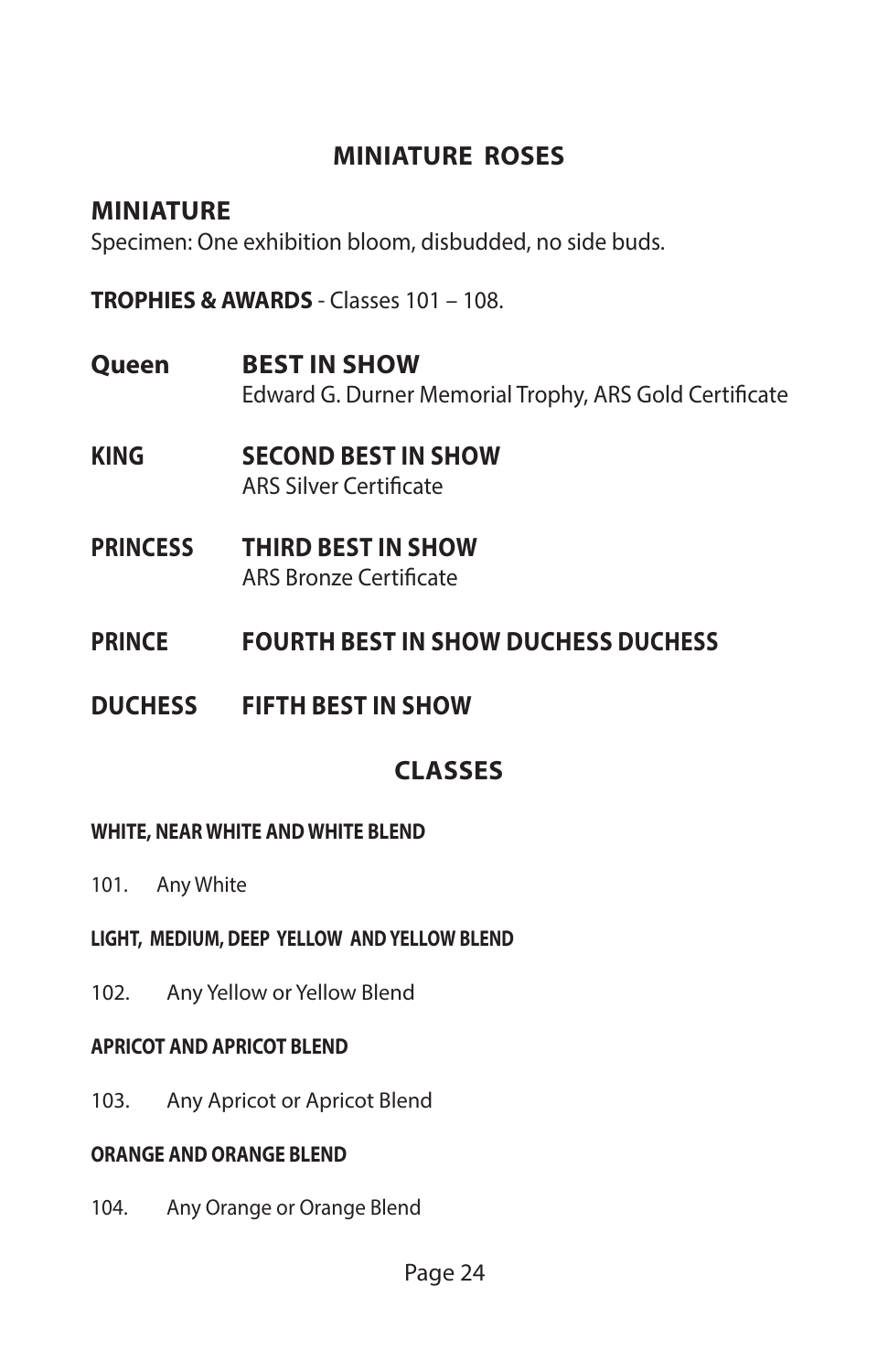## MINIATURE ROSES

### MINIATURE

Specimen: One exhibition bloom, disbudded, no side buds.

**TROPHIES & AWARDS** - Classes 101 – 108.

**Queen** **BEST IN SHOW**
Edward G. Durner Memorial Trophy, ARS Gold Certificate

**KING** **SECOND BEST IN SHOW**
ARS Silver Certificate

**PRINCESS** **THIRD BEST IN SHOW**
ARS Bronze Certificate

**PRINCE** **FOURTH BEST IN SHOW DUCHESS DUCHESS**

**DUCHESS** **FIFTH BEST IN SHOW**

## CLASSES

**WHITE, NEAR WHITE AND WHITE BLEND**

101. Any White

**LIGHT, MEDIUM, DEEP YELLOW AND YELLOW BLEND**

102. Any Yellow or Yellow Blend

**APRICOT AND APRICOT BLEND**

103. Any Apricot or Apricot Blend

**ORANGE AND ORANGE BLEND**

104. Any Orange or Orange Blend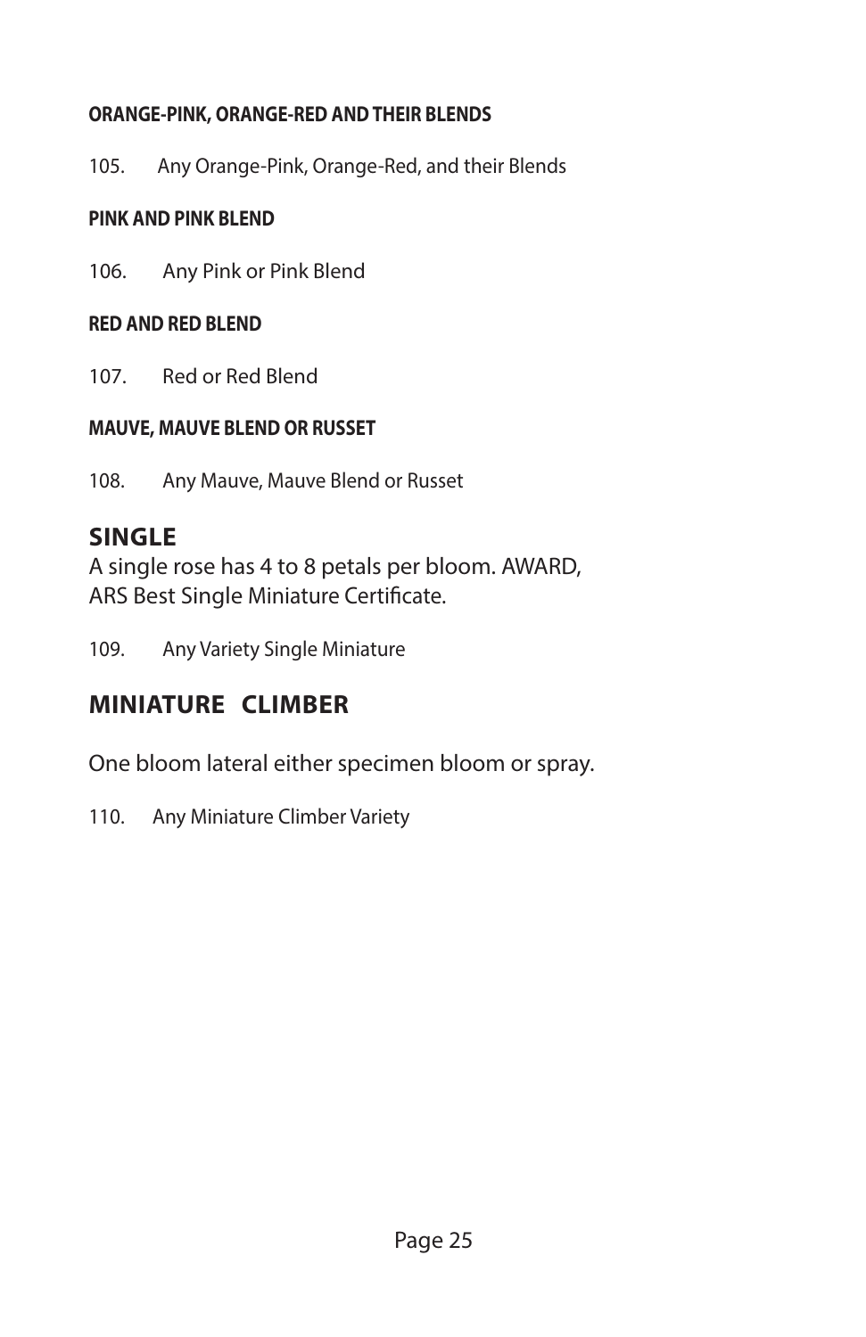#### ORANGE-PINK, ORANGE-RED AND THEIR BLENDS

105. Any Orange-Pink, Orange-Red, and their Blends

#### PINK AND PINK BLEND

106. Any Pink or Pink Blend

#### RED AND RED BLEND

107. Red or Red Blend

#### MAUVE, MAUVE BLEND OR RUSSET

108. Any Mauve, Mauve Blend or Russet

## SINGLE

A single rose has 4 to 8 petals per bloom. AWARD, ARS Best Single Miniature Certificate.

109. Any Variety Single Miniature

## MINIATURE CLIMBER

One bloom lateral either specimen bloom or spray.

110. Any Miniature Climber Variety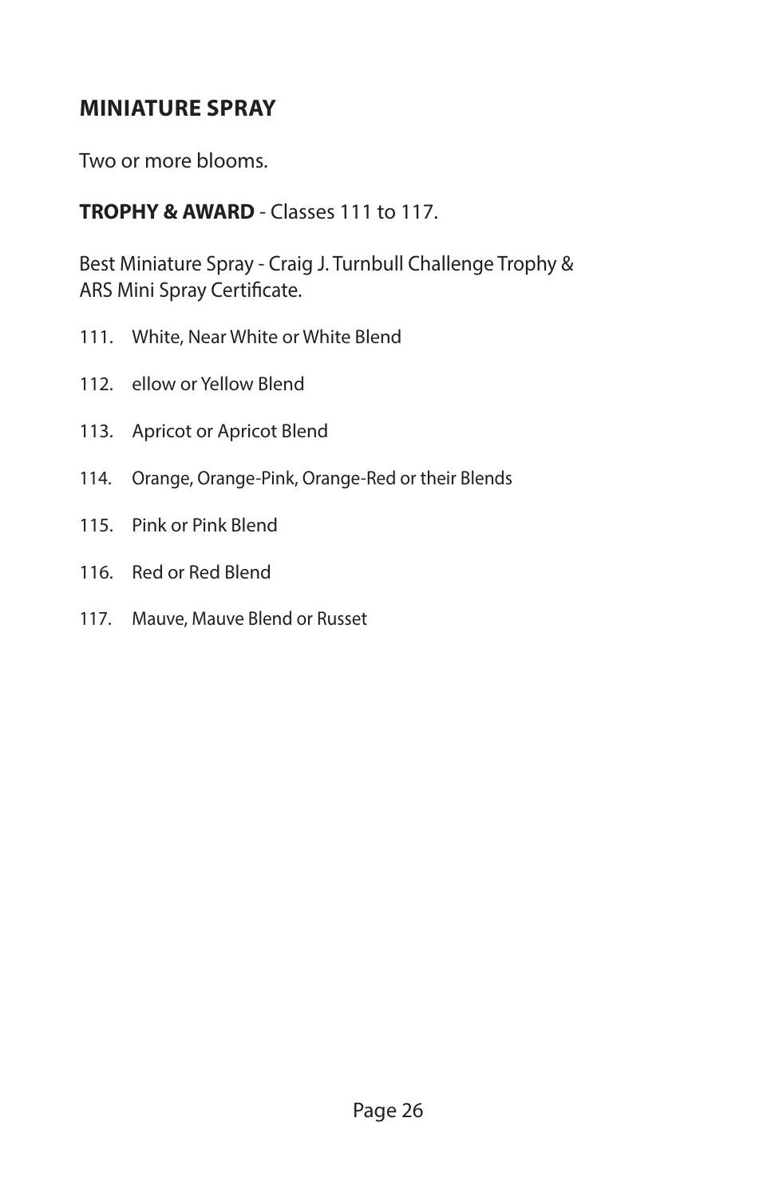## MINIATURE SPRAY

Two or more blooms.

**TROPHY & AWARD** - Classes 111 to 117.

Best Miniature Spray - Craig J. Turnbull Challenge Trophy & ARS Mini Spray Certificate.

111. White, Near White or White Blend

112. ellow or Yellow Blend

113. Apricot or Apricot Blend

114. Orange, Orange-Pink, Orange-Red or their Blends

115. Pink or Pink Blend

116. Red or Red Blend

117. Mauve, Mauve Blend or Russet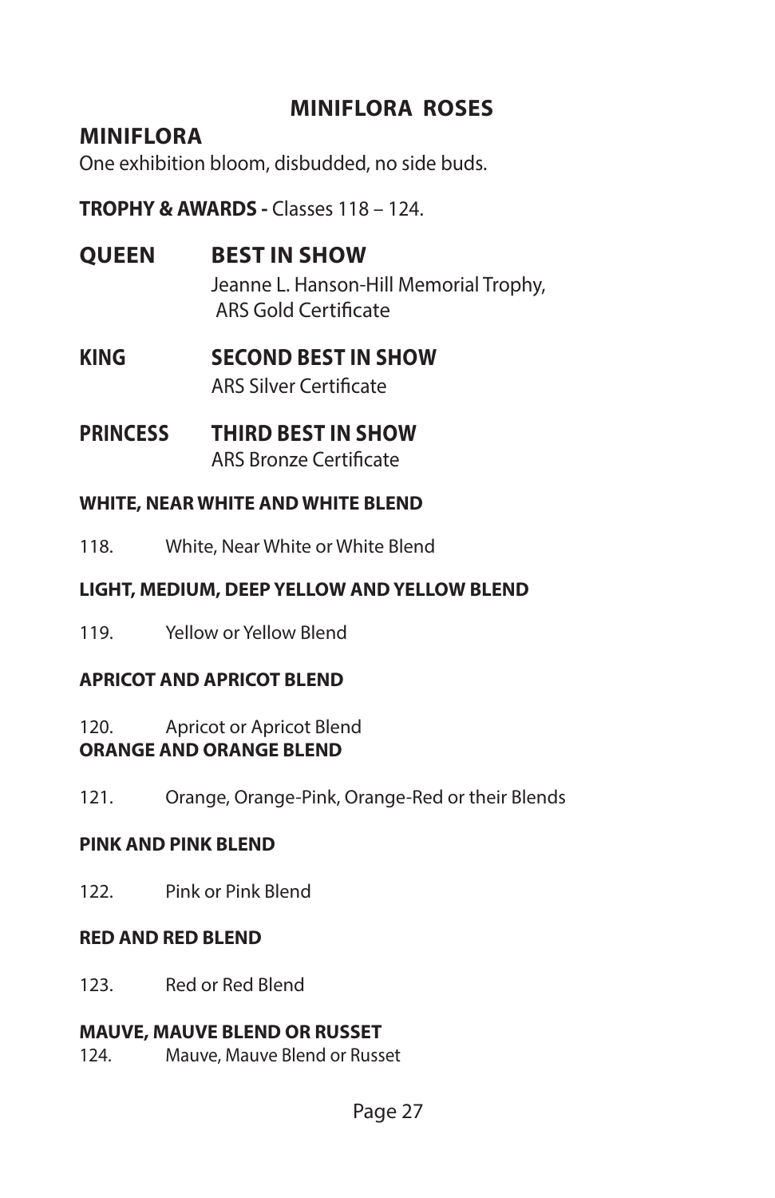# MINIFLORA ROSES

## MINIFLORA

One exhibition bloom, disbudded, no side buds.

**TROPHY & AWARDS -** Classes 118 – 124.

**QUEEN** **BEST IN SHOW**
Jeanne L. Hanson-Hill Memorial Trophy,
ARS Gold Certificate

**KING** **SECOND BEST IN SHOW**
ARS Silver Certificate

**PRINCESS** **THIRD BEST IN SHOW**
ARS Bronze Certificate

**WHITE, NEAR WHITE AND WHITE BLEND**

118. White, Near White or White Blend

**LIGHT, MEDIUM, DEEP YELLOW AND YELLOW BLEND**

119. Yellow or Yellow Blend

**APRICOT AND APRICOT BLEND**

120. Apricot or Apricot Blend

**ORANGE AND ORANGE BLEND**

121. Orange, Orange-Pink, Orange-Red or their Blends

**PINK AND PINK BLEND**

122. Pink or Pink Blend

**RED AND RED BLEND**

123. Red or Red Blend

**MAUVE, MAUVE BLEND OR RUSSET**

124. Mauve, Mauve Blend or Russet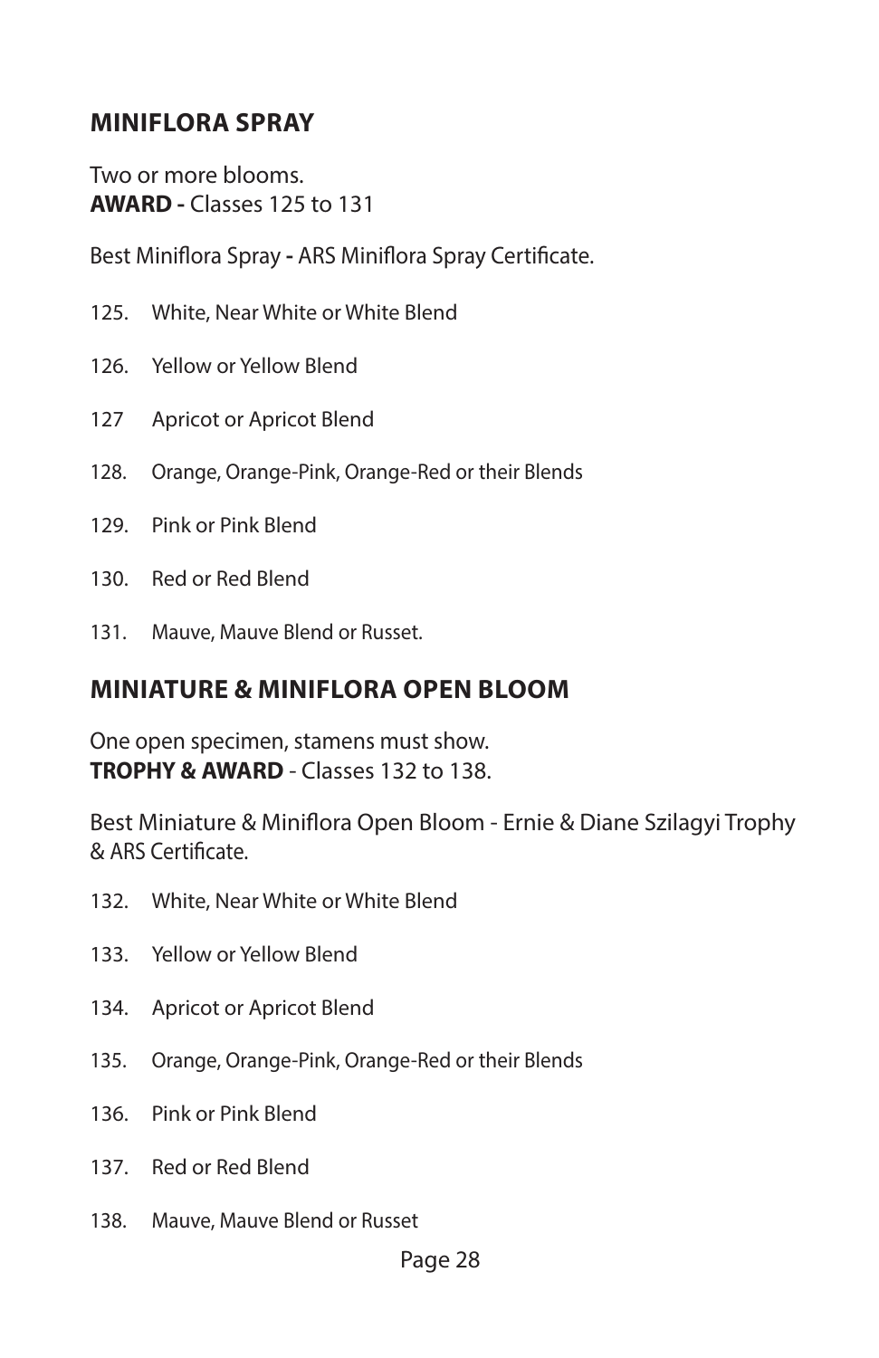## MINIFLORA SPRAY

Two or more blooms.  
**AWARD -** Classes 125 to 131

Best Miniflora Spray **-** ARS Miniflora Spray Certificate.

125. White, Near White or White Blend

126. Yellow or Yellow Blend

127 Apricot or Apricot Blend

128. Orange, Orange-Pink, Orange-Red or their Blends

129. Pink or Pink Blend

130. Red or Red Blend

131. Mauve, Mauve Blend or Russet.

## MINIATURE & MINIFLORA OPEN BLOOM

One open specimen, stamens must show.  
**TROPHY & AWARD** - Classes 132 to 138.

Best Miniature & Miniflora Open Bloom - Ernie & Diane Szilagyi Trophy & ARS Certificate.

132. White, Near White or White Blend

133. Yellow or Yellow Blend

134. Apricot or Apricot Blend

135. Orange, Orange-Pink, Orange-Red or their Blends

136. Pink or Pink Blend

137. Red or Red Blend

138. Mauve, Mauve Blend or Russet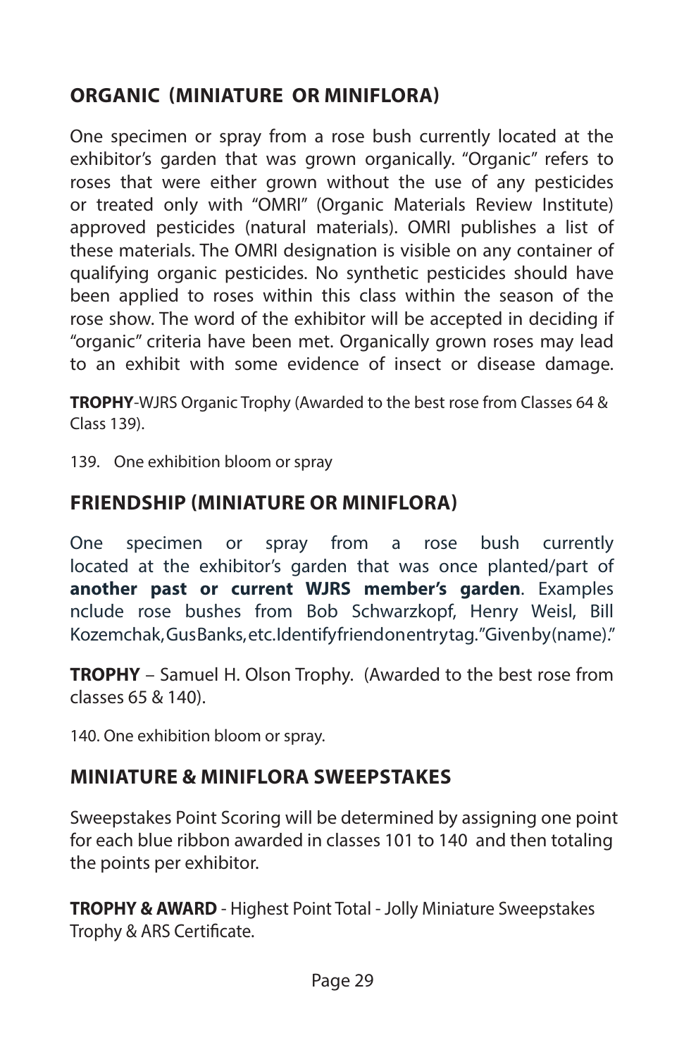## ORGANIC (MINIATURE OR MINIFLORA)

One specimen or spray from a rose bush currently located at the exhibitor's garden that was grown organically. "Organic" refers to roses that were either grown without the use of any pesticides or treated only with "OMRI" (Organic Materials Review Institute) approved pesticides (natural materials). OMRI publishes a list of these materials. The OMRI designation is visible on any container of qualifying organic pesticides. No synthetic pesticides should have been applied to roses within this class within the season of the rose show. The word of the exhibitor will be accepted in deciding if "organic" criteria have been met. Organically grown roses may lead to an exhibit with some evidence of insect or disease damage.

**TROPHY**-WJRS Organic Trophy (Awarded to the best rose from Classes 64 & Class 139).

139. One exhibition bloom or spray

## FRIENDSHIP (MINIATURE OR MINIFLORA)

One specimen or spray from a rose bush currently located at the exhibitor's garden that was once planted/part of **another past or current WJRS member's garden**. Examples nclude rose bushes from Bob Schwarzkopf, Henry Weisl, Bill Kozemchak, Gus Banks, etc. Identify friend on entry tag. "Given by (name)."

**TROPHY** – Samuel H. Olson Trophy. (Awarded to the best rose from classes 65 & 140).

140. One exhibition bloom or spray.

## MINIATURE & MINIFLORA SWEEPSTAKES

Sweepstakes Point Scoring will be determined by assigning one point for each blue ribbon awarded in classes 101 to 140 and then totaling the points per exhibitor.

**TROPHY & AWARD** - Highest Point Total - Jolly Miniature Sweepstakes Trophy & ARS Certificate.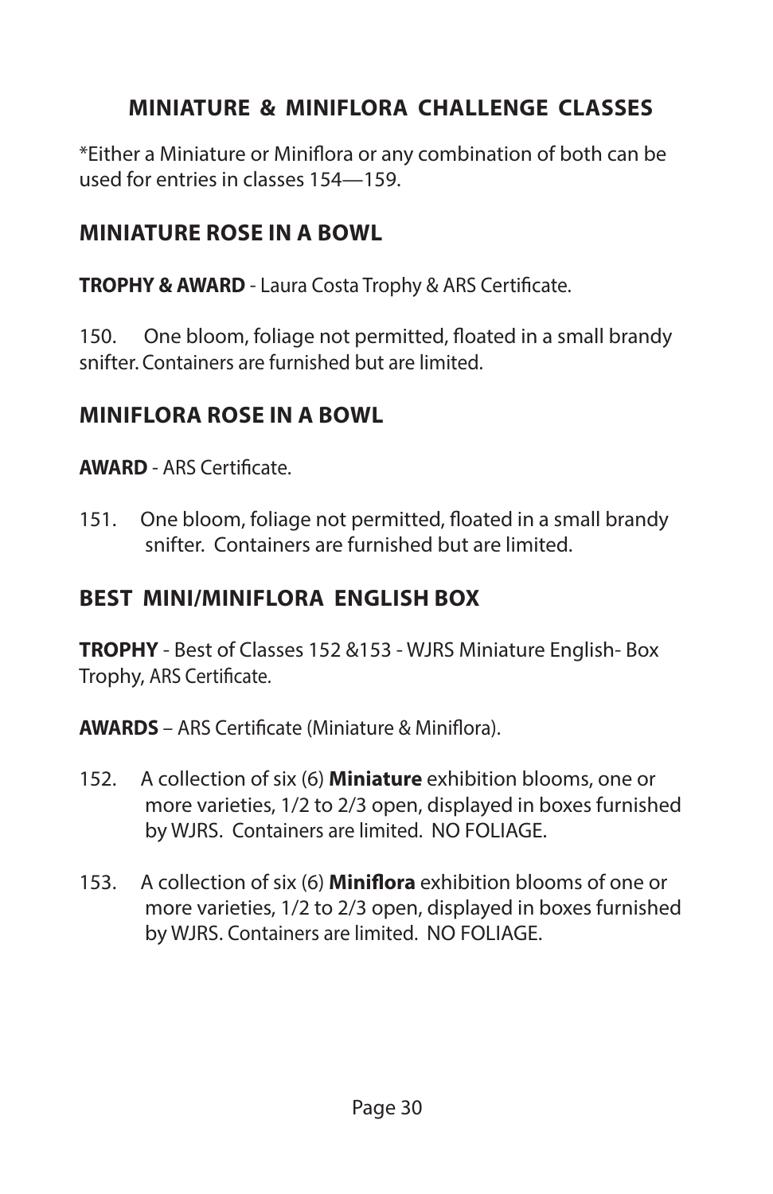## MINIATURE & MINIFLORA CHALLENGE CLASSES

*Either a Miniature or Miniflora or any combination of both can be used for entries in classes 154—159.

### MINIATURE ROSE IN A BOWL

**TROPHY & AWARD** - Laura Costa Trophy & ARS Certificate.

150. One bloom, foliage not permitted, floated in a small brandy snifter. Containers are furnished but are limited.

### MINIFLORA ROSE IN A BOWL

**AWARD** - ARS Certificate.

151. One bloom, foliage not permitted, floated in a small brandy snifter. Containers are furnished but are limited.

### BEST MINI/MINIFLORA ENGLISH BOX

**TROPHY** - Best of Classes 152 &153 - WJRS Miniature English- Box Trophy, ARS Certificate.

**AWARDS** – ARS Certificate (Miniature & Miniflora).

152. A collection of six (6) **Miniature** exhibition blooms, one or more varieties, 1/2 to 2/3 open, displayed in boxes furnished by WJRS. Containers are limited. NO FOLIAGE.

153. A collection of six (6) **Miniflora** exhibition blooms of one or more varieties, 1/2 to 2/3 open, displayed in boxes furnished by WJRS. Containers are limited. NO FOLIAGE.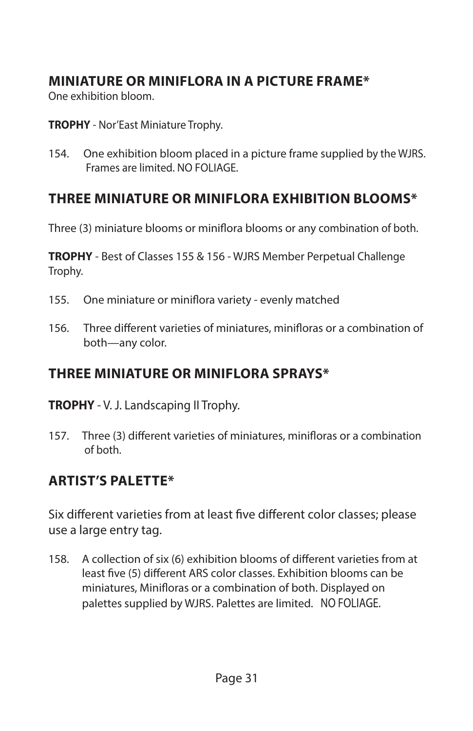## MINIATURE OR MINIFLORA IN A PICTURE FRAME*

One exhibition bloom.

**TROPHY** - Nor'East Miniature Trophy.

154. One exhibition bloom placed in a picture frame supplied by the WJRS. Frames are limited. NO FOLIAGE.

## THREE MINIATURE OR MINIFLORA EXHIBITION BLOOMS*

Three (3) miniature blooms or miniflora blooms or any combination of both.

**TROPHY** - Best of Classes 155 & 156 - WJRS Member Perpetual Challenge Trophy.

155. One miniature or miniflora variety - evenly matched

156. Three different varieties of miniatures, minifloras or a combination of both—any color.

## THREE MINIATURE OR MINIFLORA SPRAYS*

**TROPHY** - V. J. Landscaping II Trophy.

157. Three (3) different varieties of miniatures, minifloras or a combination of both.

## ARTIST'S PALETTE*

Six different varieties from at least five different color classes; please use a large entry tag.

158. A collection of six (6) exhibition blooms of different varieties from at least five (5) different ARS color classes. Exhibition blooms can be miniatures, Minifloras or a combination of both. Displayed on palettes supplied by WJRS. Palettes are limited. NO FOLIAGE.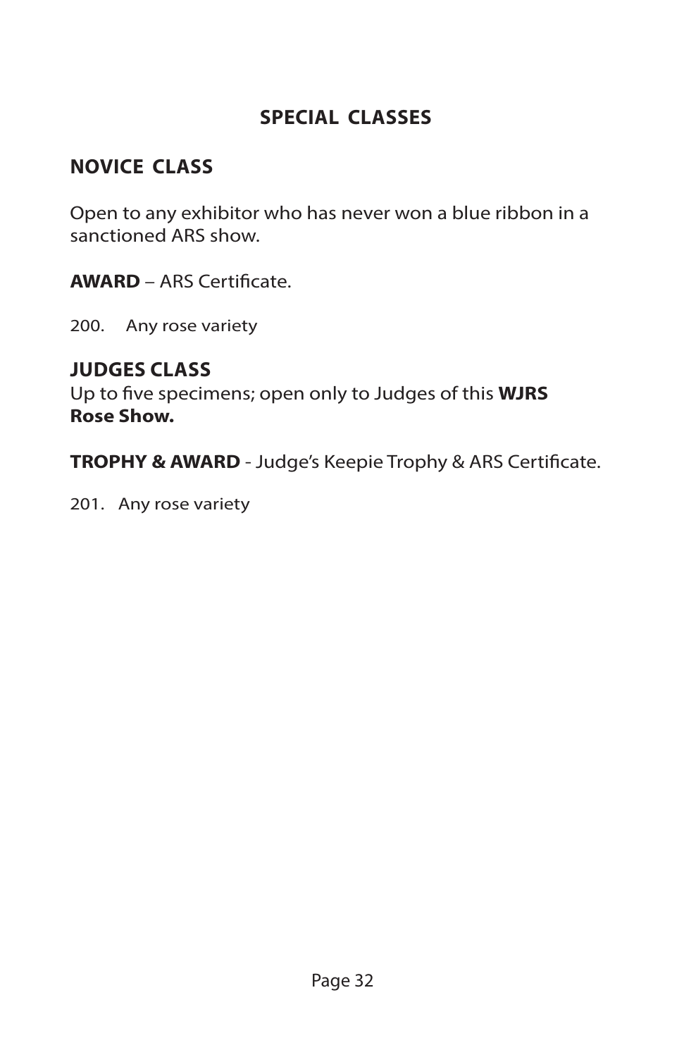# SPECIAL CLASSES

## NOVICE CLASS

Open to any exhibitor who has never won a blue ribbon in a sanctioned ARS show.

**AWARD** – ARS Certificate.

200. Any rose variety

## JUDGES CLASS

Up to five specimens; open only to Judges of this **WJRS Rose Show.**

**TROPHY & AWARD** - Judge's Keepie Trophy & ARS Certificate.

201. Any rose variety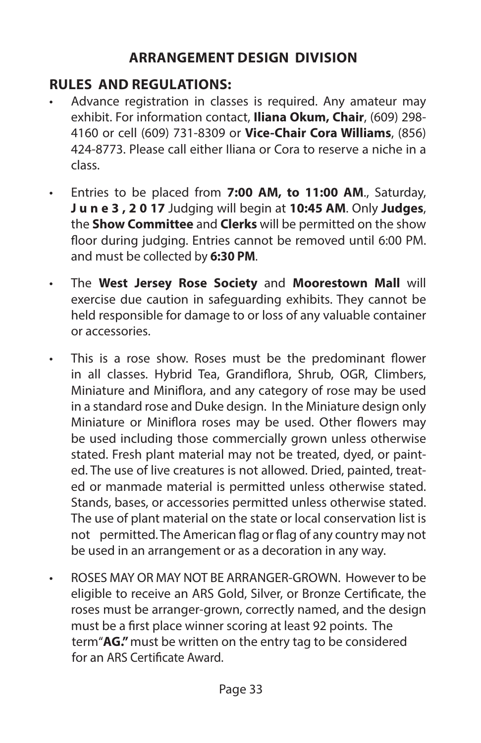## ARRANGEMENT DESIGN DIVISION

### RULES AND REGULATIONS:

- Advance registration in classes is required. Any amateur may exhibit. For information contact, **Iliana Okum, Chair**, (609) 298-4160 or cell (609) 731-8309 or **Vice-Chair Cora Williams**, (856) 424-8773. Please call either Iliana or Cora to reserve a niche in a class.

- Entries to be placed from **7:00 AM, to 11:00 AM**., Saturday, **June 3, 2017** Judging will begin at **10:45 AM**. Only **Judges**, the **Show Committee** and **Clerks** will be permitted on the show floor during judging. Entries cannot be removed until 6:00 PM. and must be collected by **6:30 PM**.

- The **West Jersey Rose Society** and **Moorestown Mall** will exercise due caution in safeguarding exhibits. They cannot be held responsible for damage to or loss of any valuable container or accessories.

- This is a rose show. Roses must be the predominant flower in all classes. Hybrid Tea, Grandiflora, Shrub, OGR, Climbers, Miniature and Miniflora, and any category of rose may be used in a standard rose and Duke design. In the Miniature design only Miniature or Miniflora roses may be used. Other flowers may be used including those commercially grown unless otherwise stated. Fresh plant material may not be treated, dyed, or painted. The use of live creatures is not allowed. Dried, painted, treated or manmade material is permitted unless otherwise stated. Stands, bases, or accessories permitted unless otherwise stated. The use of plant material on the state or local conservation list is not permitted. The American flag or flag of any country may not be used in an arrangement or as a decoration in any way.

- ROSES MAY OR MAY NOT BE ARRANGER-GROWN. However to be eligible to receive an ARS Gold, Silver, or Bronze Certificate, the roses must be arranger-grown, correctly named, and the design must be a first place winner scoring at least 92 points. The term "**AG.**" must be written on the entry tag to be considered for an ARS Certificate Award.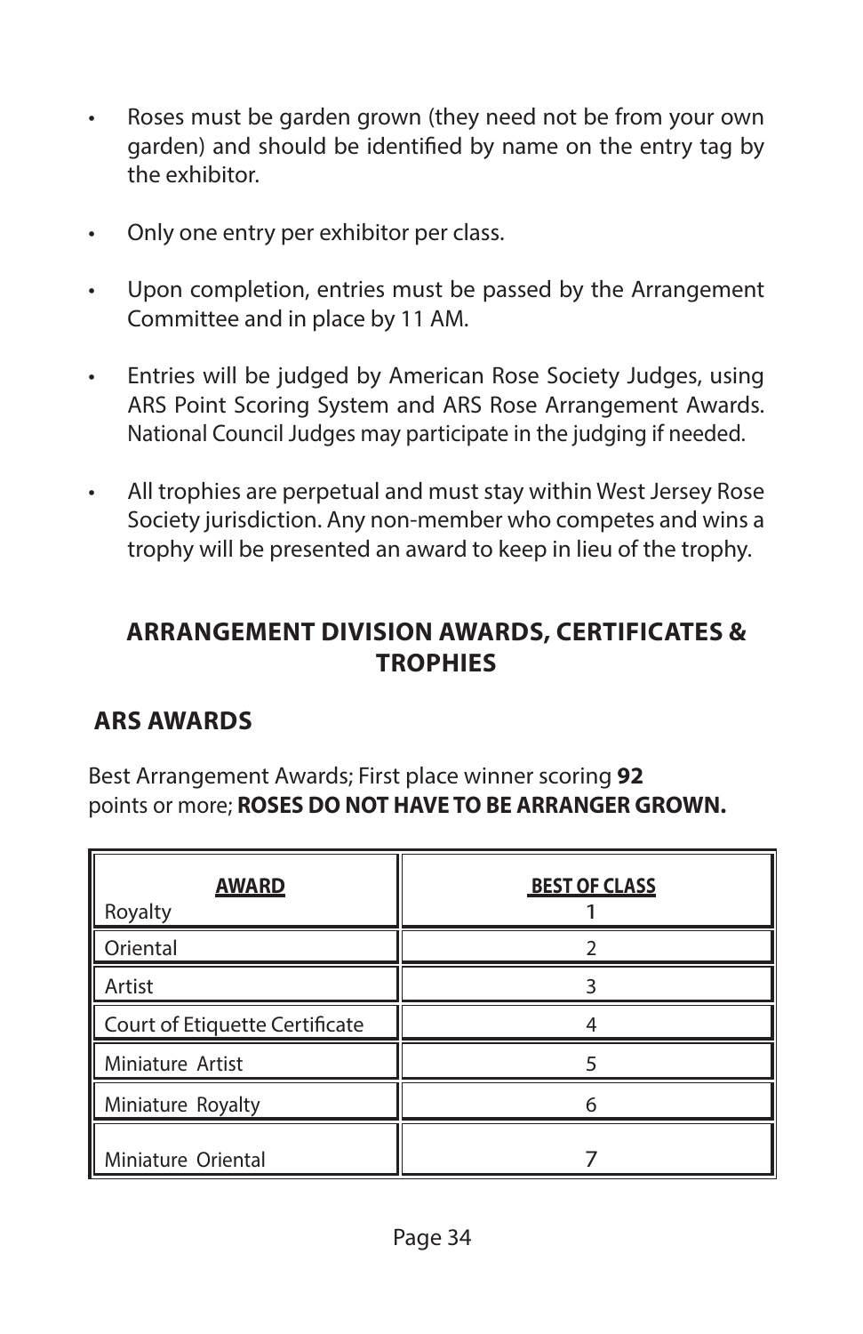- Roses must be garden grown (they need not be from your own garden) and should be identified by name on the entry tag by the exhibitor.
- Only one entry per exhibitor per class.
- Upon completion, entries must be passed by the Arrangement Committee and in place by 11 AM.
- Entries will be judged by American Rose Society Judges, using ARS Point Scoring System and ARS Rose Arrangement Awards. National Council Judges may participate in the judging if needed.
- All trophies are perpetual and must stay within West Jersey Rose Society jurisdiction. Any non-member who competes and wins a trophy will be presented an award to keep in lieu of the trophy.

## ARRANGEMENT DIVISION AWARDS, CERTIFICATES & TROPHIES

### ARS AWARDS

Best Arrangement Awards; First place winner scoring **92** points or more; **ROSES DO NOT HAVE TO BE ARRANGER GROWN.**

| AWARD | BEST OF CLASS |
|---|---|
| Royalty | 1 |
| Oriental | 2 |
| Artist | 3 |
| Court of Etiquette Certificate | 4 |
| Miniature Artist | 5 |
| Miniature Royalty | 6 |
| Miniature Oriental | 7 |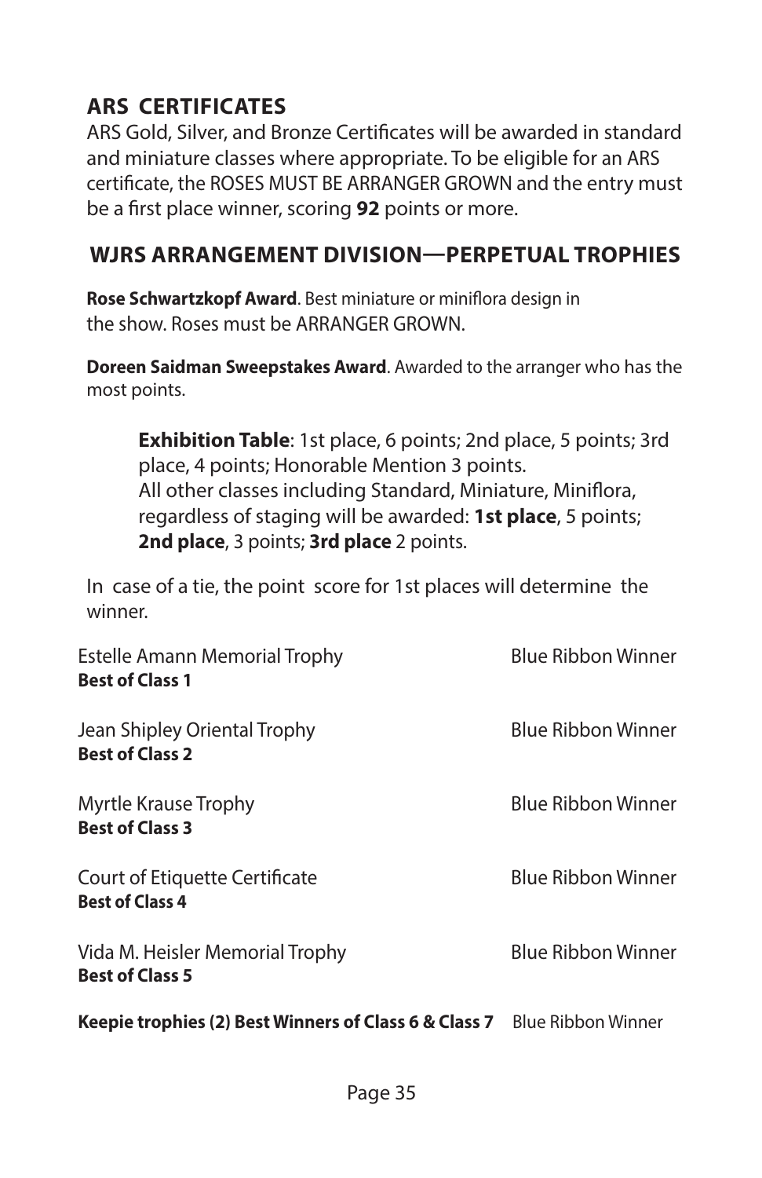## ARS CERTIFICATES

ARS Gold, Silver, and Bronze Certificates will be awarded in standard and miniature classes where appropriate. To be eligible for an ARS certificate, the ROSES MUST BE ARRANGER GROWN and the entry must be a first place winner, scoring **92** points or more.

## WJRS ARRANGEMENT DIVISION—PERPETUAL TROPHIES

**Rose Schwartzkopf Award**. Best miniature or miniflora design in the show. Roses must be ARRANGER GROWN.

**Doreen Saidman Sweepstakes Award**. Awarded to the arranger who has the most points.

> **Exhibition Table**: 1st place, 6 points; 2nd place, 5 points; 3rd place, 4 points; Honorable Mention 3 points.
> All other classes including Standard, Miniature, Miniflora, regardless of staging will be awarded: **1st place**, 5 points; **2nd place**, 3 points; **3rd place** 2 points.

In case of a tie, the point score for 1st places will determine the winner.

Estelle Amann Memorial Trophy — Blue Ribbon Winner
**Best of Class 1**

Jean Shipley Oriental Trophy — Blue Ribbon Winner
**Best of Class 2**

Myrtle Krause Trophy — Blue Ribbon Winner
**Best of Class 3**

Court of Etiquette Certificate — Blue Ribbon Winner
**Best of Class 4**

Vida M. Heisler Memorial Trophy — Blue Ribbon Winner
**Best of Class 5**

**Keepie trophies (2) Best Winners of Class 6 & Class 7** — Blue Ribbon Winner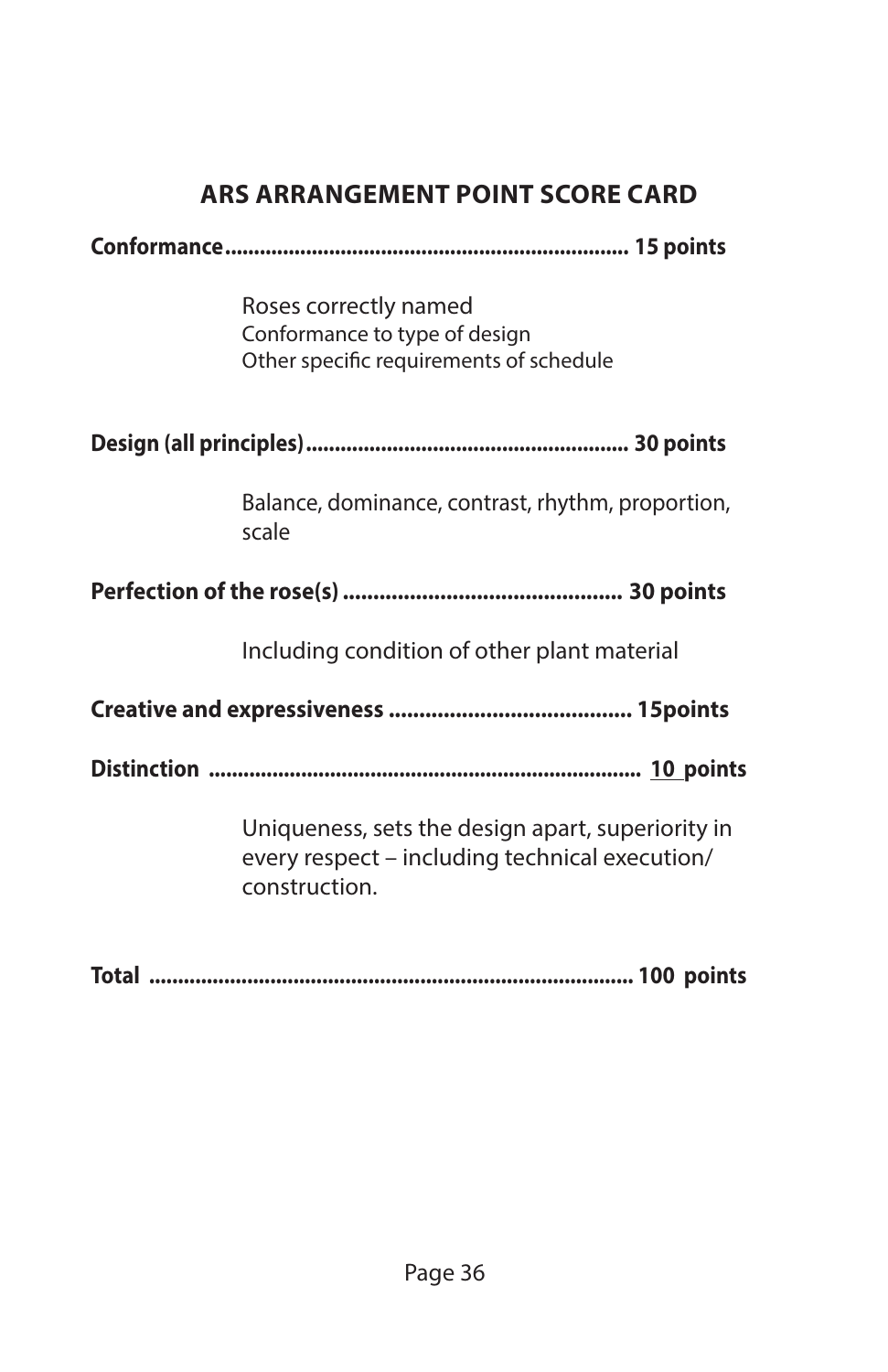## ARS ARRANGEMENT POINT SCORE CARD

**Conformance........................................................................ 15 points**

Roses correctly named
Conformance to type of design
Other specific requirements of schedule

**Design (all principles)........................................................ 30 points**

Balance, dominance, contrast, rhythm, proportion, scale

**Perfection of the rose(s) .............................................. 30 points**

Including condition of other plant material

**Creative and expressiveness ........................................ 15points**

**Distinction .......................................................................... 10 points**

Uniqueness, sets the design apart, superiority in every respect – including technical execution/ construction.

**Total .................................................................................. 100 points**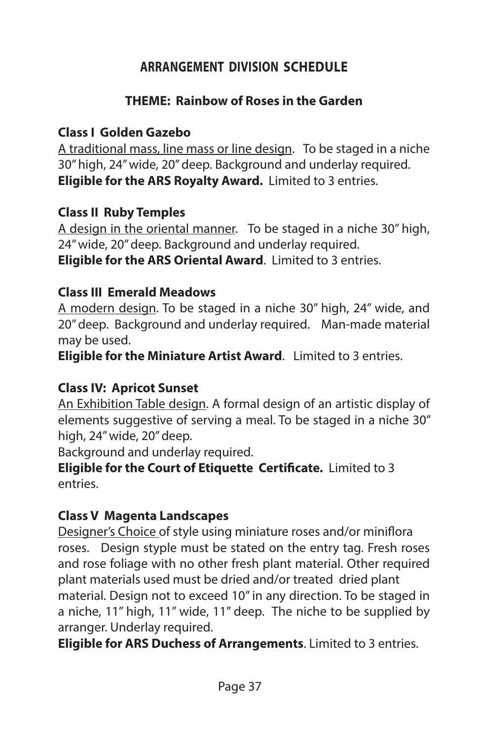## ARRANGEMENT DIVISION SCHEDULE

### THEME: Rainbow of Roses in the Garden

**Class I Golden Gazebo**
A traditional mass, line mass or line design. To be staged in a niche 30" high, 24" wide, 20" deep. Background and underlay required.
**Eligible for the ARS Royalty Award.** Limited to 3 entries.

**Class II Ruby Temples**
A design in the oriental manner. To be staged in a niche 30" high, 24" wide, 20" deep. Background and underlay required.
**Eligible for the ARS Oriental Award**. Limited to 3 entries.

**Class III Emerald Meadows**
A modern design. To be staged in a niche 30" high, 24" wide, and 20" deep. Background and underlay required. Man-made material may be used.
**Eligible for the Miniature Artist Award**. Limited to 3 entries.

**Class IV: Apricot Sunset**
An Exhibition Table design. A formal design of an artistic display of elements suggestive of serving a meal. To be staged in a niche 30" high, 24" wide, 20" deep.
Background and underlay required.
**Eligible for the Court of Etiquette Certificate.** Limited to 3 entries.

**Class V Magenta Landscapes**
Designer's Choice of style using miniature roses and/or miniflora roses. Design styple must be stated on the entry tag. Fresh roses and rose foliage with no other fresh plant material. Other required plant materials used must be dried and/or treated dried plant material. Design not to exceed 10" in any direction. To be staged in a niche, 11" high, 11" wide, 11" deep. The niche to be supplied by arranger. Underlay required.
**Eligible for ARS Duchess of Arrangements**. Limited to 3 entries.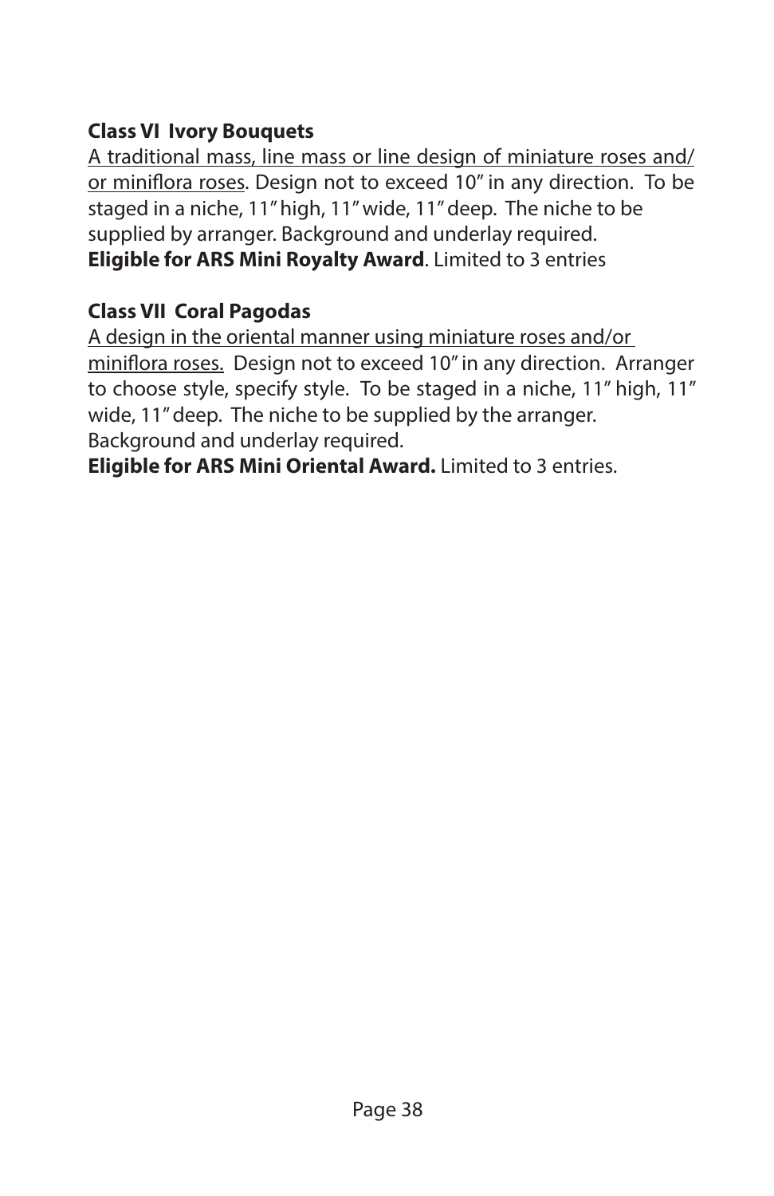**Class VI Ivory Bouquets**

<u>A traditional mass, line mass or line design of miniature roses and/or miniflora roses</u>. Design not to exceed 10" in any direction. To be staged in a niche, 11" high, 11" wide, 11" deep. The niche to be supplied by arranger. Background and underlay required.
**Eligible for ARS Mini Royalty Award**. Limited to 3 entries

**Class VII Coral Pagodas**

<u>A design in the oriental manner using miniature roses and/or miniflora roses.</u> Design not to exceed 10" in any direction. Arranger to choose style, specify style. To be staged in a niche, 11" high, 11" wide, 11" deep. The niche to be supplied by the arranger. Background and underlay required.
**Eligible for ARS Mini Oriental Award.** Limited to 3 entries.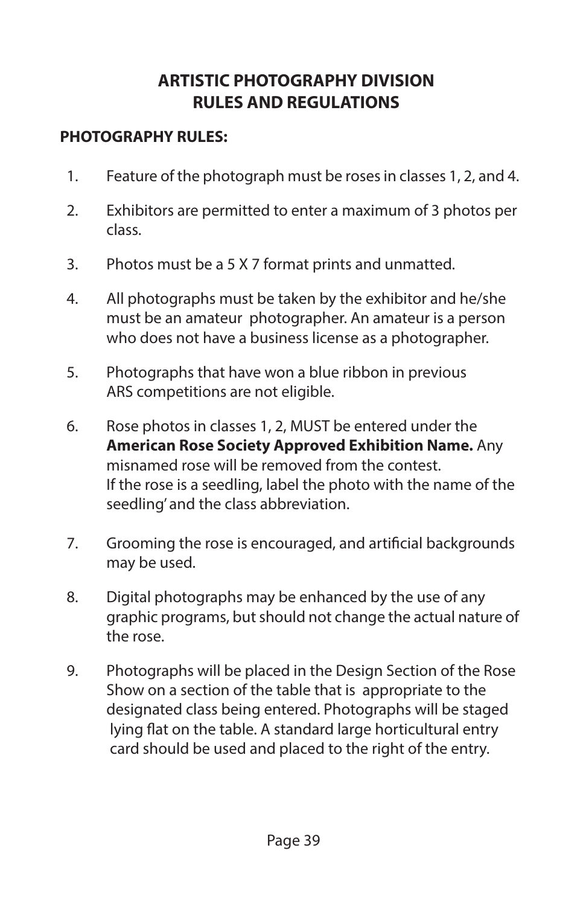# ARTISTIC PHOTOGRAPHY DIVISION
# RULES AND REGULATIONS

**PHOTOGRAPHY RULES:**

1. Feature of the photograph must be roses in classes 1, 2, and 4.

2. Exhibitors are permitted to enter a maximum of 3 photos per class.

3. Photos must be a 5 X 7 format prints and unmatted.

4. All photographs must be taken by the exhibitor and he/she must be an amateur photographer. An amateur is a person who does not have a business license as a photographer.

5. Photographs that have won a blue ribbon in previous ARS competitions are not eligible.

6. Rose photos in classes 1, 2, MUST be entered under the **American Rose Society Approved Exhibition Name.** Any misnamed rose will be removed from the contest.
   If the rose is a seedling, label the photo with the name of the seedling' and the class abbreviation.

7. Grooming the rose is encouraged, and artificial backgrounds may be used.

8. Digital photographs may be enhanced by the use of any graphic programs, but should not change the actual nature of the rose.

9. Photographs will be placed in the Design Section of the Rose Show on a section of the table that is appropriate to the designated class being entered. Photographs will be staged lying flat on the table. A standard large horticultural entry card should be used and placed to the right of the entry.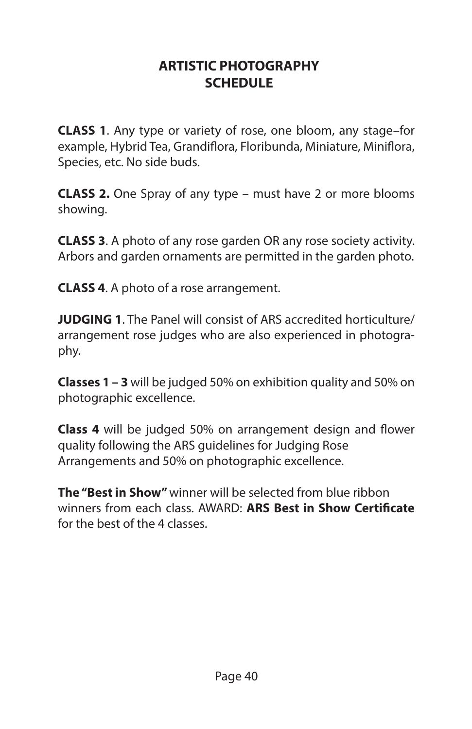# ARTISTIC PHOTOGRAPHY SCHEDULE

**CLASS 1**. Any type or variety of rose, one bloom, any stage–for example, Hybrid Tea, Grandiflora, Floribunda, Miniature, Miniflora, Species, etc. No side buds.

**CLASS 2.** One Spray of any type – must have 2 or more blooms showing.

**CLASS 3**. A photo of any rose garden OR any rose society activity. Arbors and garden ornaments are permitted in the garden photo.

**CLASS 4**. A photo of a rose arrangement.

**JUDGING 1**. The Panel will consist of ARS accredited horticulture/arrangement rose judges who are also experienced in photography.

**Classes 1 – 3** will be judged 50% on exhibition quality and 50% on photographic excellence.

**Class 4** will be judged 50% on arrangement design and flower quality following the ARS guidelines for Judging Rose Arrangements and 50% on photographic excellence.

**The "Best in Show"** winner will be selected from blue ribbon winners from each class. AWARD: **ARS Best in Show Certificate** for the best of the 4 classes.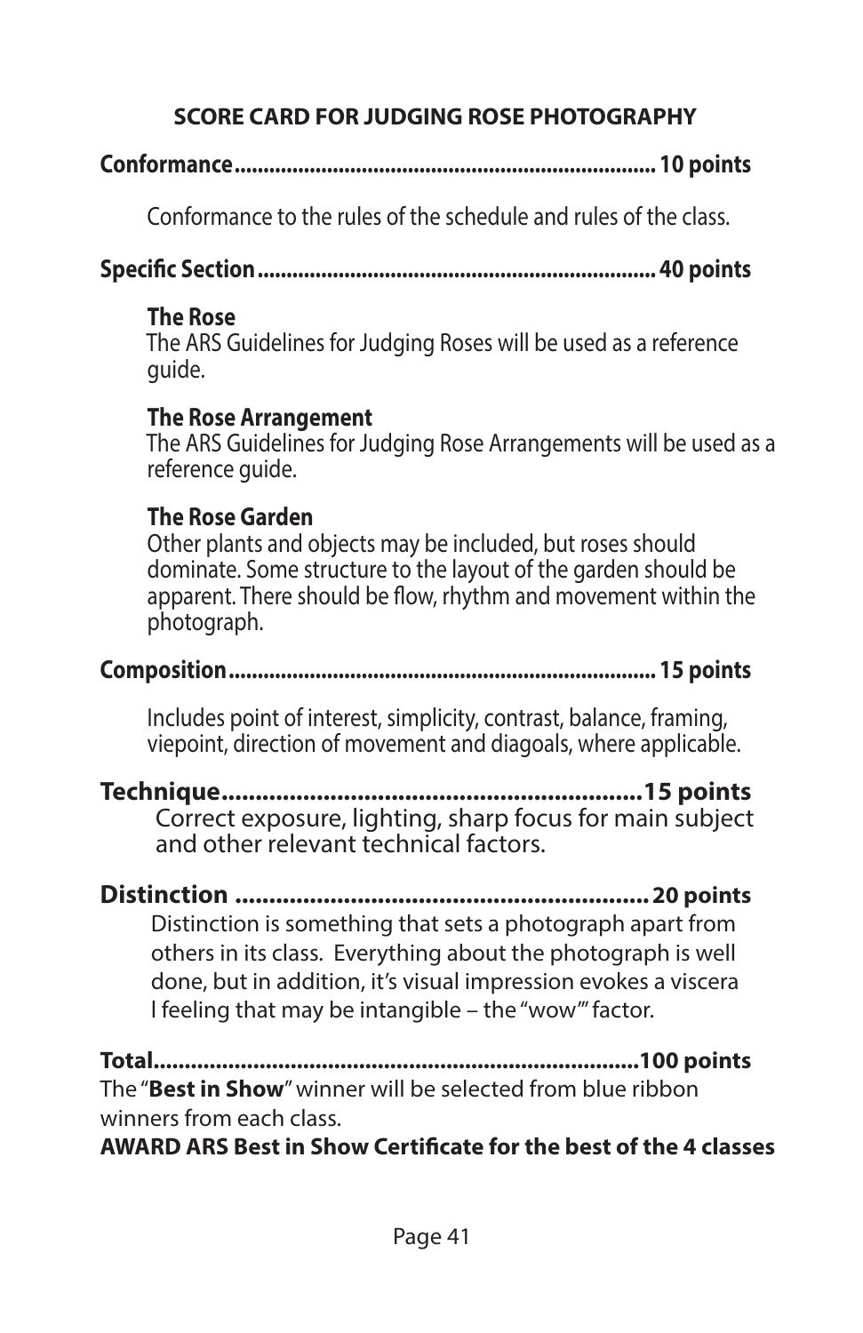## SCORE CARD FOR JUDGING ROSE PHOTOGRAPHY

**Conformance....................................................................... 10 points**

Conformance to the rules of the schedule and rules of the class.

**Specific Section.................................................................. 40 points**

**The Rose**
The ARS Guidelines for Judging Roses will be used as a reference guide.

**The Rose Arrangement**
The ARS Guidelines for Judging Rose Arrangements will be used as a reference guide.

**The Rose Garden**
Other plants and objects may be included, but roses should dominate. Some structure to the layout of the garden should be apparent. There should be flow, rhythm and movement within the photograph.

**Composition...................................................................... 15 points**

Includes point of interest, simplicity, contrast, balance, framing, viepoint, direction of movement and diagoals, where applicable.

**Technique............................................................15 points**
Correct exposure, lighting, sharp focus for main subject and other relevant technical factors.

**Distinction ........................................................... 20 points**
Distinction is something that sets a photograph apart from others in its class. Everything about the photograph is well done, but in addition, it's visual impression evokes a viscera l feeling that may be intangible – the "wow"" factor.

**Total...........................................................................100 points**
The "**Best in Show**" winner will be selected from blue ribbon winners from each class.
**AWARD ARS Best in Show Certificate for the best of the 4 classes**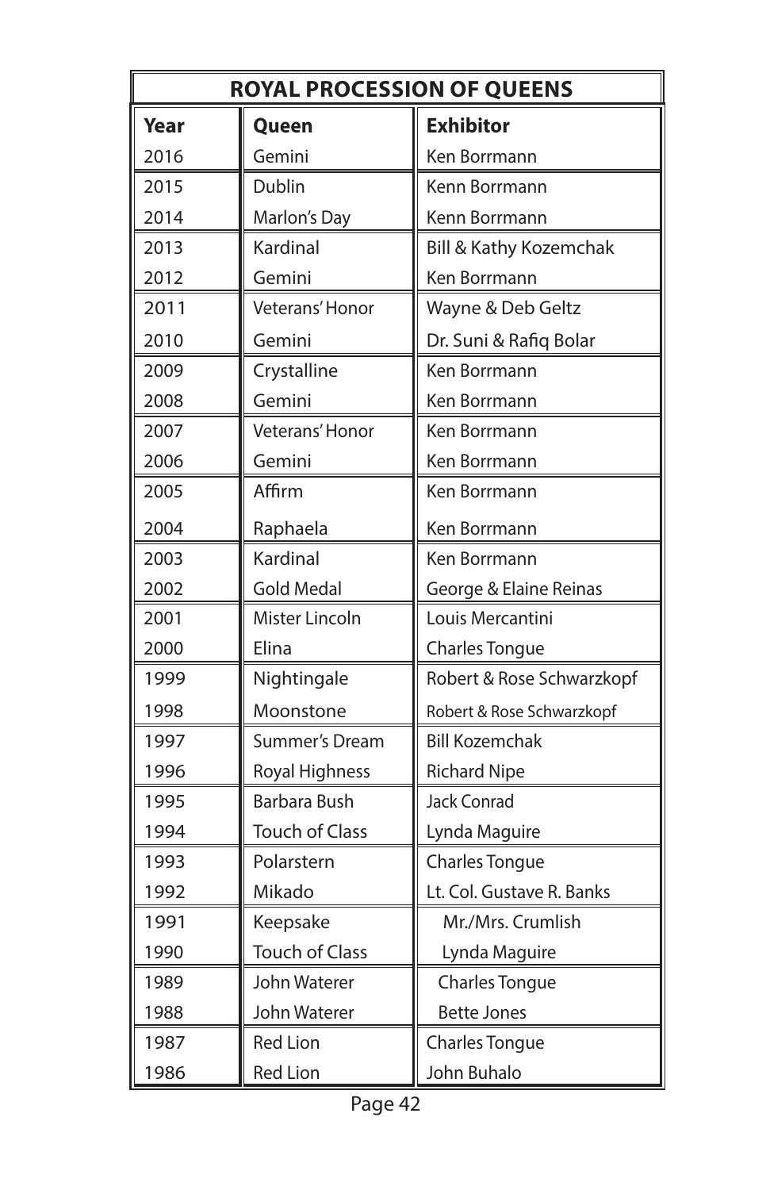## ROYAL PROCESSION OF QUEENS

| Year | Queen | Exhibitor |
|---|---|---|
| 2016 | Gemini | Ken Borrmann |
| 2015 | Dublin | Kenn Borrmann |
| 2014 | Marlon's Day | Kenn Borrmann |
| 2013 | Kardinal | Bill & Kathy Kozemchak |
| 2012 | Gemini | Ken Borrmann |
| 2011 | Veterans' Honor | Wayne & Deb Geltz |
| 2010 | Gemini | Dr. Suni & Rafiq Bolar |
| 2009 | Crystalline | Ken Borrmann |
| 2008 | Gemini | Ken Borrmann |
| 2007 | Veterans' Honor | Ken Borrmann |
| 2006 | Gemini | Ken Borrmann |
| 2005 | Affirm | Ken Borrmann |
| 2004 | Raphaela | Ken Borrmann |
| 2003 | Kardinal | Ken Borrmann |
| 2002 | Gold Medal | George & Elaine Reinas |
| 2001 | Mister Lincoln | Louis Mercantini |
| 2000 | Elina | Charles Tongue |
| 1999 | Nightingale | Robert & Rose Schwarzkopf |
| 1998 | Moonstone | Robert & Rose Schwarzkopf |
| 1997 | Summer's Dream | Bill Kozemchak |
| 1996 | Royal Highness | Richard Nipe |
| 1995 | Barbara Bush | Jack Conrad |
| 1994 | Touch of Class | Lynda Maguire |
| 1993 | Polarstern | Charles Tongue |
| 1992 | Mikado | Lt. Col. Gustave R. Banks |
| 1991 | Keepsake | Mr./Mrs. Crumlish |
| 1990 | Touch of Class | Lynda Maguire |
| 1989 | John Waterer | Charles Tongue |
| 1988 | John Waterer | Bette Jones |
| 1987 | Red Lion | Charles Tongue |
| 1986 | Red Lion | John Buhalo |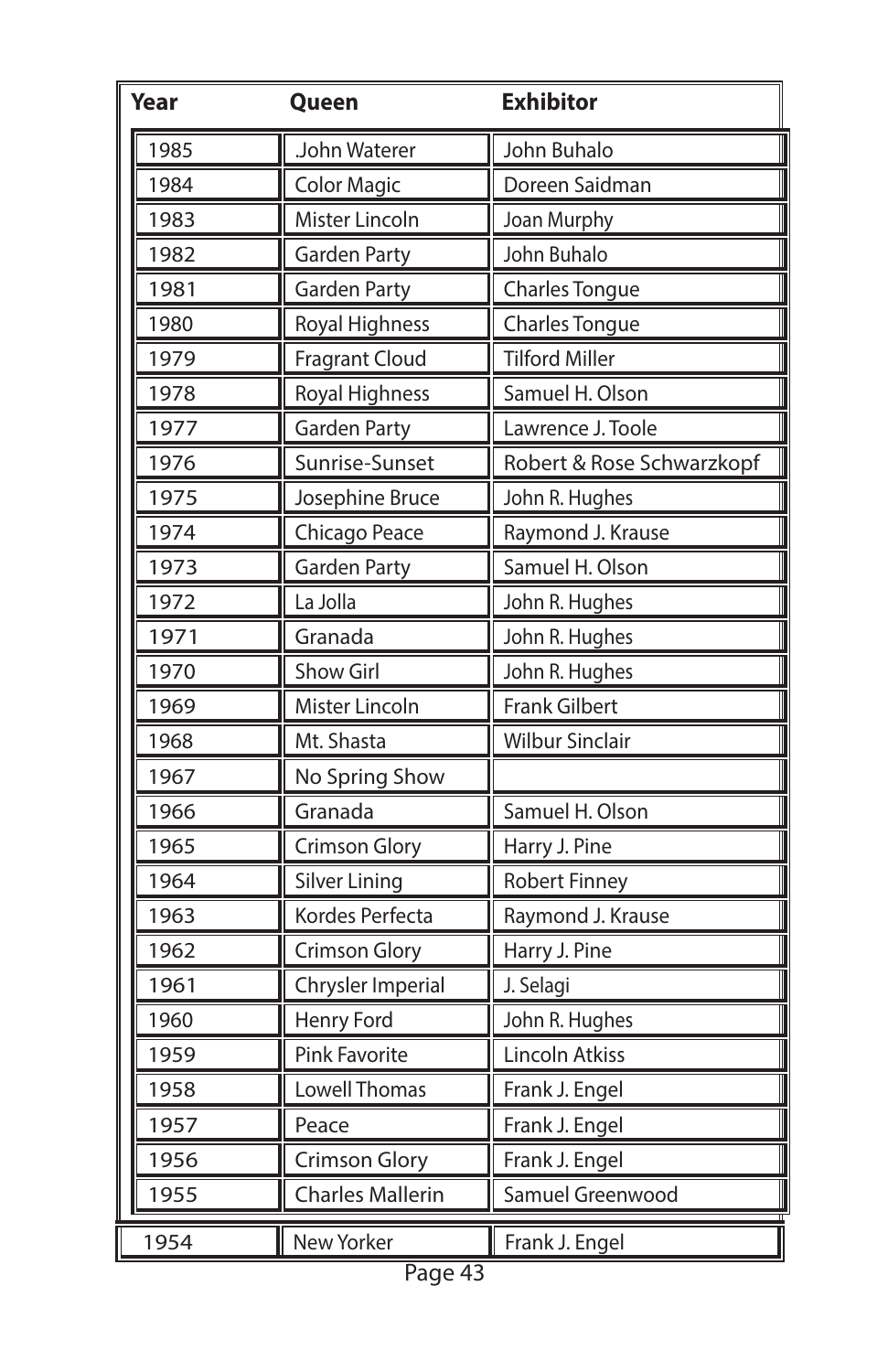| Year | Queen | Exhibitor |
|---|---|---|
| 1985 | .John Waterer | John Buhalo |
| 1984 | Color Magic | Doreen Saidman |
| 1983 | Mister Lincoln | Joan Murphy |
| 1982 | Garden Party | John Buhalo |
| 1981 | Garden Party | Charles Tongue |
| 1980 | Royal Highness | Charles Tongue |
| 1979 | Fragrant Cloud | Tilford Miller |
| 1978 | Royal Highness | Samuel H. Olson |
| 1977 | Garden Party | Lawrence J. Toole |
| 1976 | Sunrise-Sunset | Robert & Rose Schwarzkopf |
| 1975 | Josephine Bruce | John R. Hughes |
| 1974 | Chicago Peace | Raymond J. Krause |
| 1973 | Garden Party | Samuel H. Olson |
| 1972 | La Jolla | John R. Hughes |
| 1971 | Granada | John R. Hughes |
| 1970 | Show Girl | John R. Hughes |
| 1969 | Mister Lincoln | Frank Gilbert |
| 1968 | Mt. Shasta | Wilbur Sinclair |
| 1967 | No Spring Show | |
| 1966 | Granada | Samuel H. Olson |
| 1965 | Crimson Glory | Harry J. Pine |
| 1964 | Silver Lining | Robert Finney |
| 1963 | Kordes Perfecta | Raymond J. Krause |
| 1962 | Crimson Glory | Harry J. Pine |
| 1961 | Chrysler Imperial | J. Selagi |
| 1960 | Henry Ford | John R. Hughes |
| 1959 | Pink Favorite | Lincoln Atkiss |
| 1958 | Lowell Thomas | Frank J. Engel |
| 1957 | Peace | Frank J. Engel |
| 1956 | Crimson Glory | Frank J. Engel |
| 1955 | Charles Mallerin | Samuel Greenwood |
| 1954 | New Yorker | Frank J. Engel |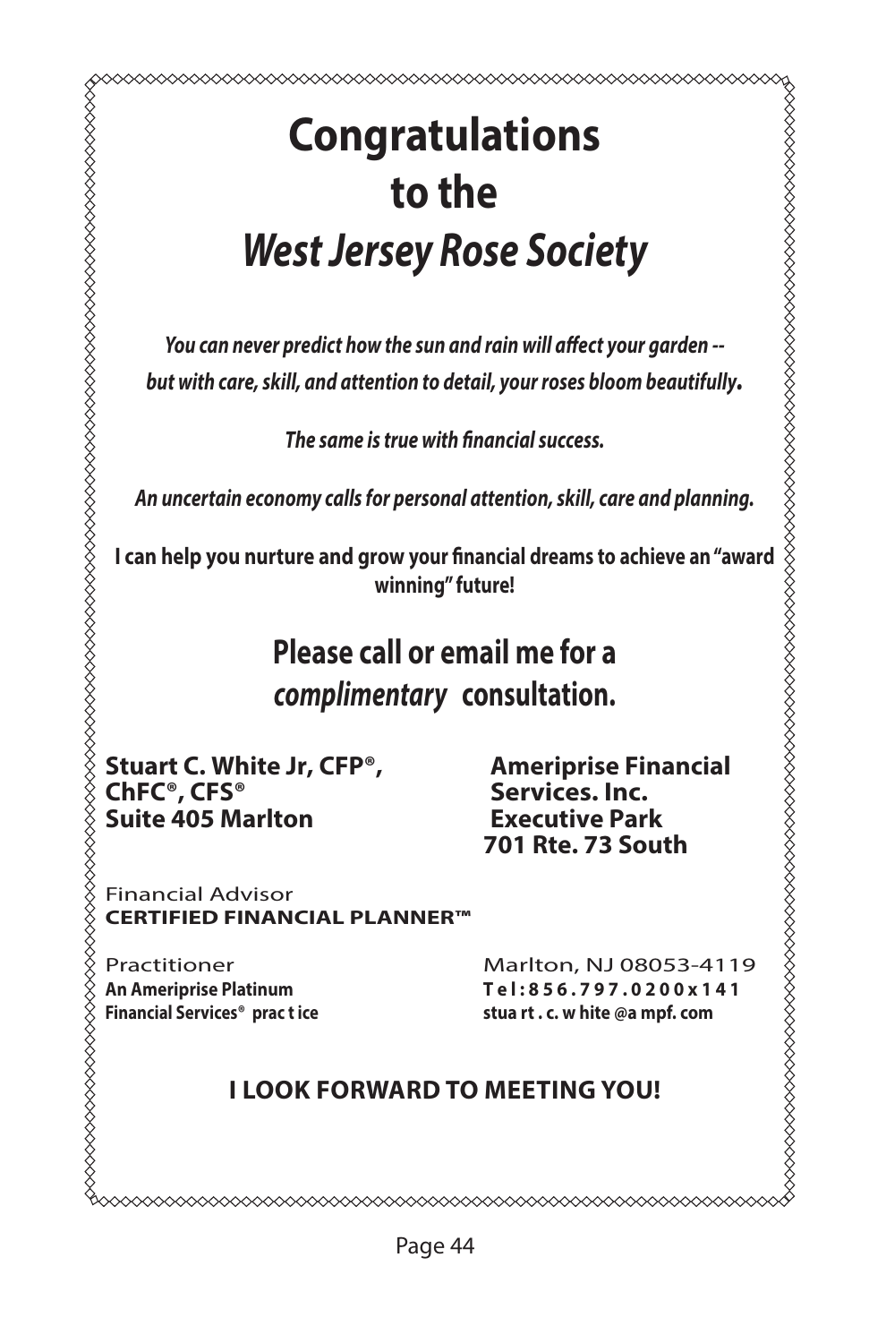# Congratulations to the *West Jersey Rose Society*

***You can never predict how the sun and rain will affect your garden -- but with care, skill, and attention to detail, your roses bloom beautifully.***

***The same is true with financial success.***

***An uncertain economy calls for personal attention, skill, care and planning.***

**I can help you nurture and grow your financial dreams to achieve an "award winning" future!**

## Please call or email me for a *complimentary* consultation.

**Stuart C. White Jr, CFP®, ChFC®, CFS®**
**Suite 405 Marlton**

Financial Advisor
**CERTIFIED FINANCIAL PLANNER™**

Practitioner
**An Ameriprise Platinum Financial Services® prac t ice**

**Ameriprise Financial Services. Inc.**
**Executive Park**
**701 Rte. 73 South**

Marlton, NJ 08053-4119
**T e l : 8 5 6 . 7 9 7 . 0 2 0 0 x 1 4 1**
**stua rt . c. w hite @a mpf. com**

**I LOOK FORWARD TO MEETING YOU!**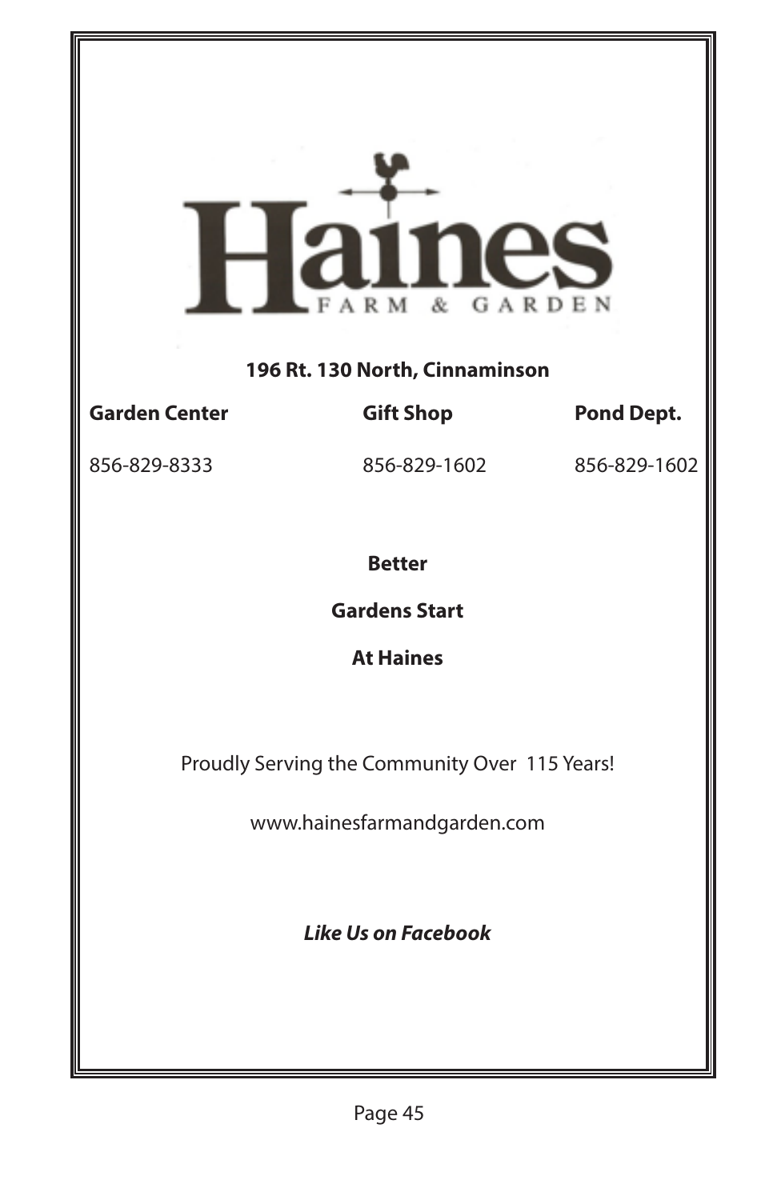# Haines

FARM & GARDEN

**196 Rt. 130 North, Cinnaminson**

| Garden Center | Gift Shop | Pond Dept. |
|---|---|---|
| 856-829-8333 | 856-829-1602 | 856-829-1602 |

**Better**

**Gardens Start**

**At Haines**

Proudly Serving the Community Over 115 Years!

www.hainesfarmandgarden.com

***Like Us on Facebook***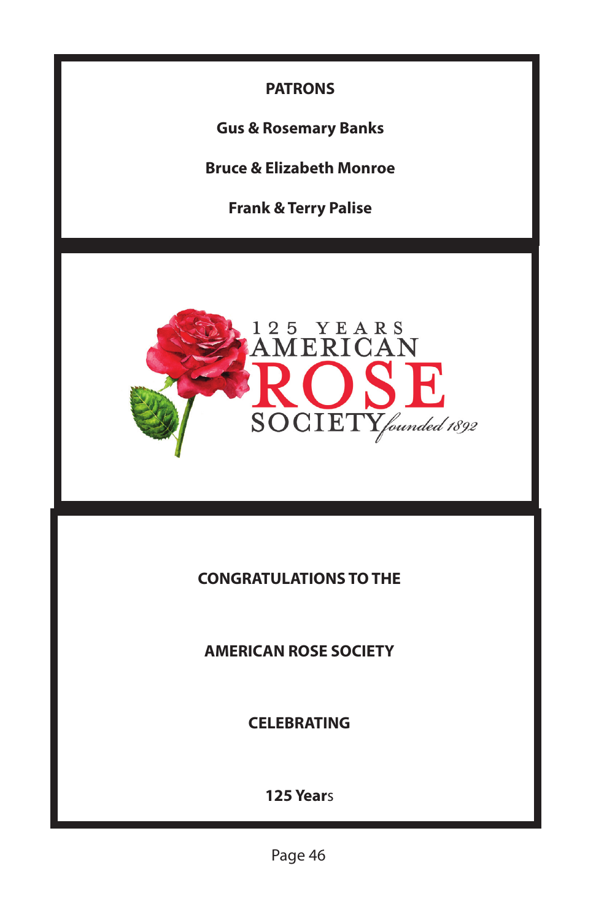**PATRONS**

**Gus & Rosemary Banks**

**Bruce & Elizabeth Monroe**

**Frank & Terry Palise**

125 YEARS AMERICAN ROSE SOCIETY *founded 1892*

**CONGRATULATIONS TO THE**

**AMERICAN ROSE SOCIETY**

**CELEBRATING**

**125 Years**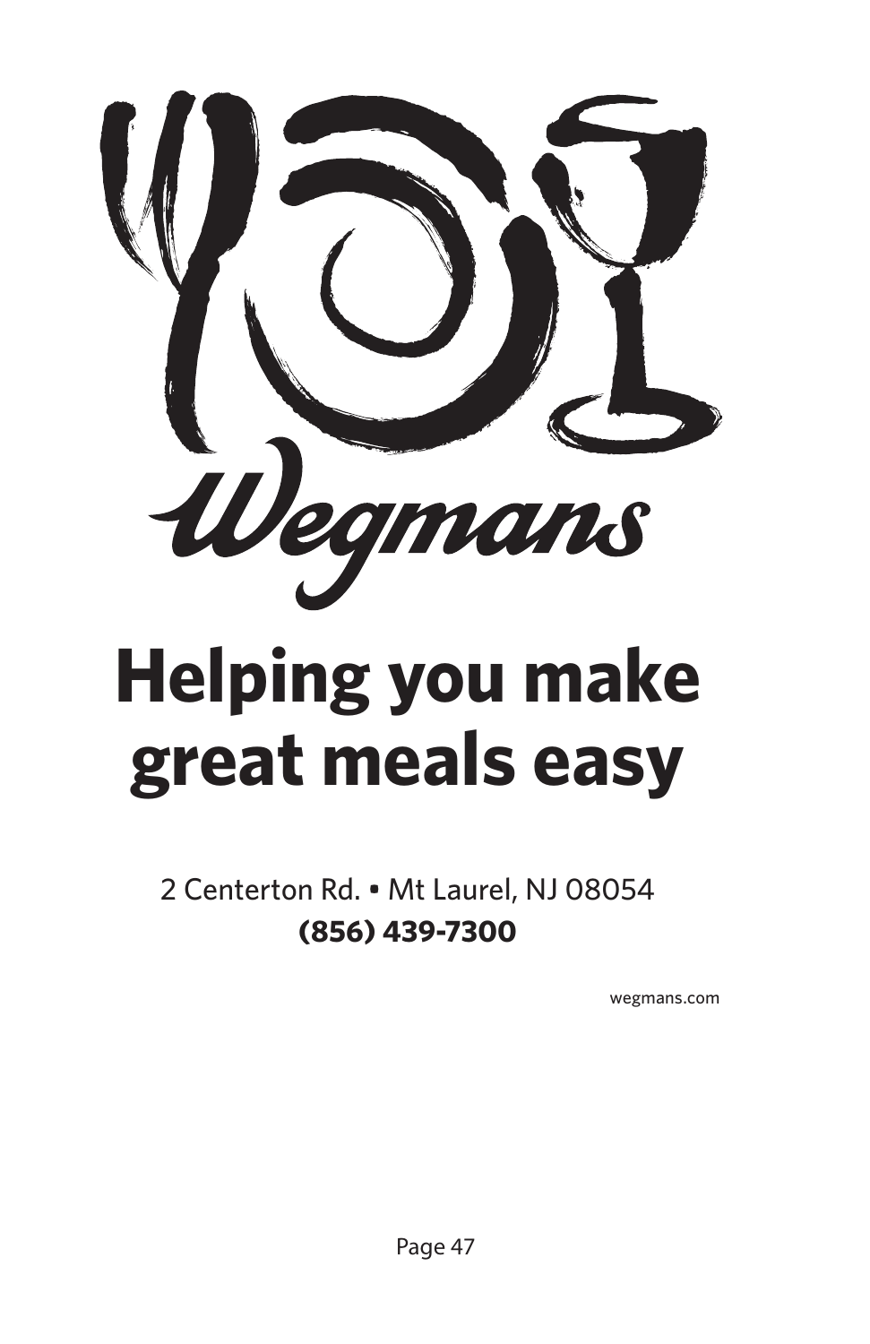Wegmans

# Helping you make great meals easy

2 Centerton Rd. • Mt Laurel, NJ 08054
**(856) 439-7300**

wegmans.com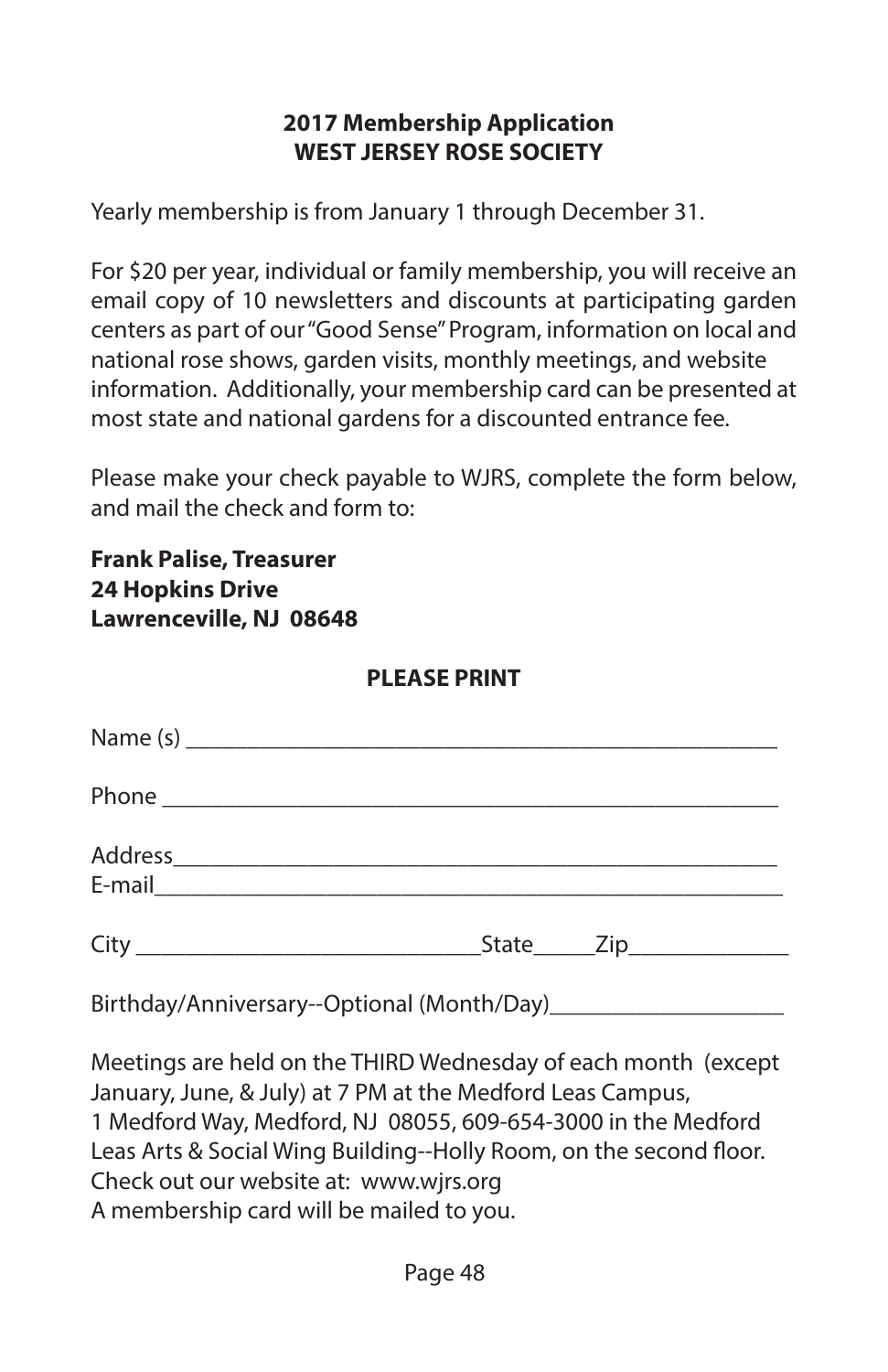**2017 Membership Application**
**WEST JERSEY ROSE SOCIETY**

Yearly membership is from January 1 through December 31.

For $20 per year, individual or family membership, you will receive an email copy of 10 newsletters and discounts at participating garden centers as part of our "Good Sense" Program, information on local and national rose shows, garden visits, monthly meetings, and website information. Additionally, your membership card can be presented at most state and national gardens for a discounted entrance fee.

Please make your check payable to WJRS, complete the form below, and mail the check and form to:

**Frank Palise, Treasurer**
**24 Hopkins Drive**
**Lawrenceville, NJ 08648**

**PLEASE PRINT**

Name (s) ________________________________________________

Phone __________________________________________________

Address_________________________________________________
E-mail__________________________________________________

City ____________________________State_____Zip_____________

Birthday/Anniversary--Optional (Month/Day)___________________

Meetings are held on the THIRD Wednesday of each month (except January, June, & July) at 7 PM at the Medford Leas Campus, 1 Medford Way, Medford, NJ 08055, 609-654-3000 in the Medford Leas Arts & Social Wing Building--Holly Room, on the second floor.
Check out our website at: www.wjrs.org
A membership card will be mailed to you.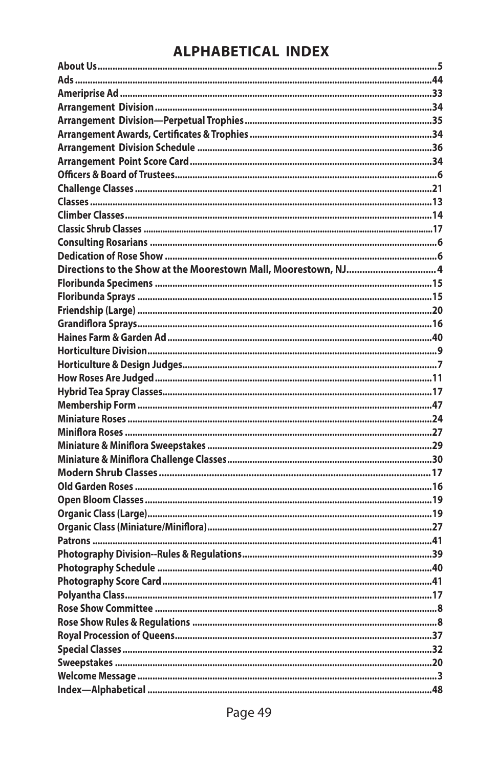# ALPHABETICAL INDEX

About Us.....5
Ads.....44
Ameriprise Ad.....33
Arrangement Division.....34
Arrangement Division—Perpetual Trophies.....35
Arrangement Awards, Certificates & Trophies.....34
Arrangement Division Schedule.....36
Arrangement Point Score Card.....34
Officers & Board of Trustees.....6
Challenge Classes.....21
Classes.....13
Climber Classes.....14
Classic Shrub Classes.....17
Consulting Rosarians.....6
Dedication of Rose Show.....6
Directions to the Show at the Moorestown Mall, Moorestown, NJ.....4
Floribunda Specimens.....15
Floribunda Sprays.....15
Friendship (Large).....20
Grandiflora Sprays.....16
Haines Farm & Garden Ad.....40
Horticulture Division.....9
Horticulture & Design Judges.....7
How Roses Are Judged.....11
Hybrid Tea Spray Classes.....17
Membership Form.....47
Miniature Roses.....24
Miniflora Roses.....27
Miniature & Miniflora Sweepstakes.....29
Miniature & Miniflora Challenge Classes.....30
Modern Shrub Classes.....17
Old Garden Roses.....16
Open Bloom Classes.....19
Organic Class (Large).....19
Organic Class (Miniature/Miniflora).....27
Patrons.....41
Photography Division--Rules & Regulations.....39
Photography Schedule.....40
Photography Score Card.....41
Polyantha Class.....17
Rose Show Committee.....8
Rose Show Rules & Regulations.....8
Royal Procession of Queens.....37
Special Classes.....32
Sweepstakes.....20
Welcome Message.....3
Index—Alphabetical.....48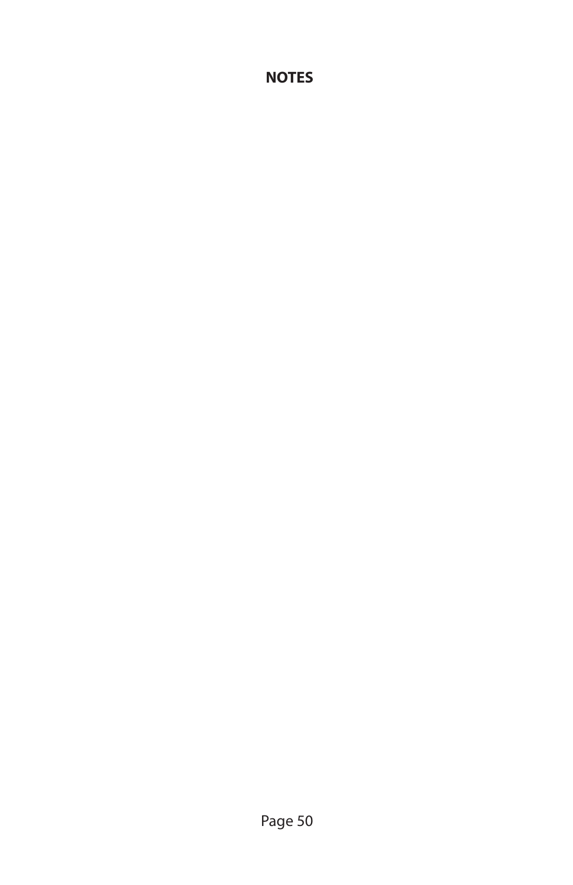**NOTES**